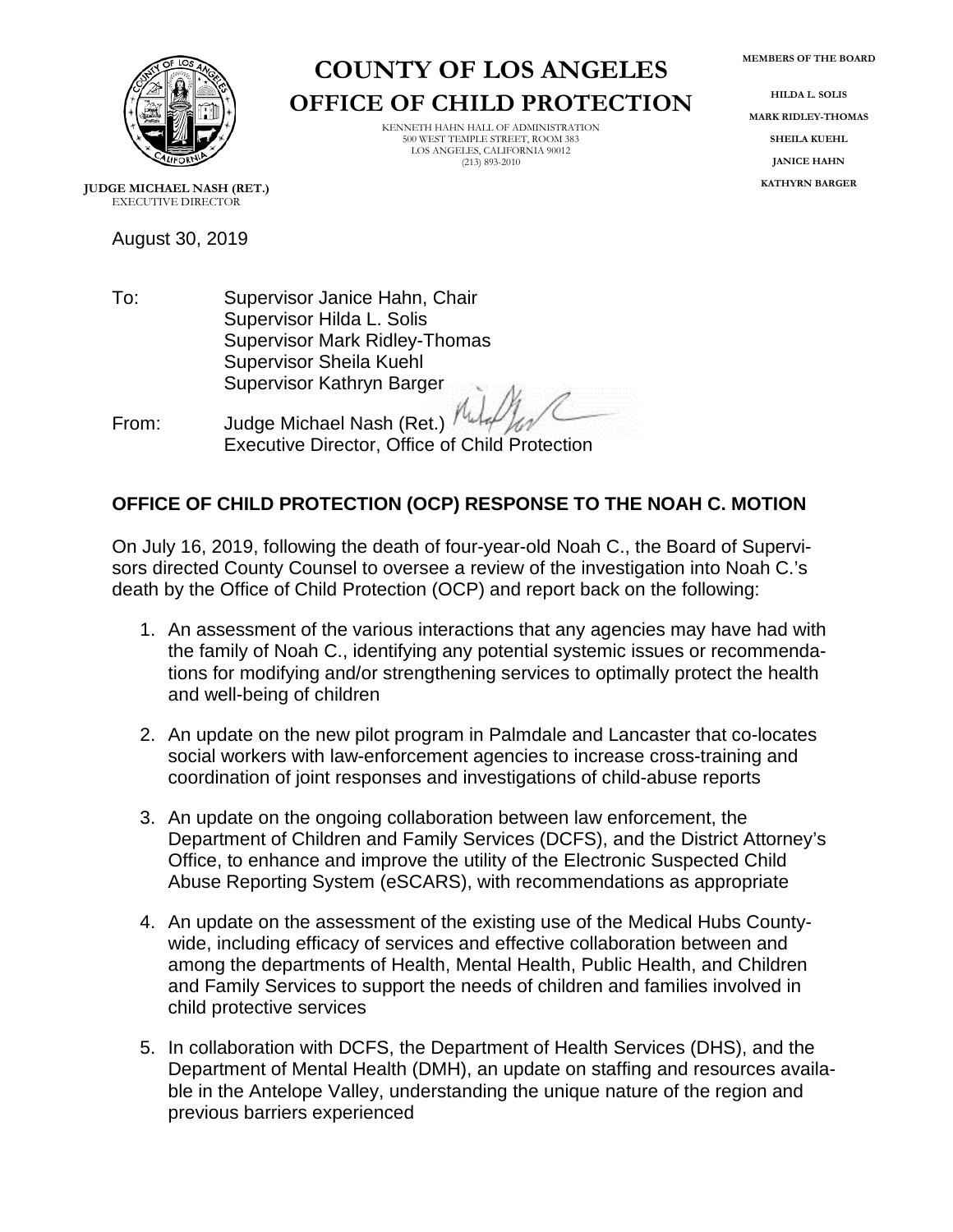# COUNTY OF LOS ANGELES
# OFFICE OF CHILD PROTECTION

KENNETH HAHN HALL OF ADMINISTRATION
500 WEST TEMPLE STREET, ROOM 383
LOS ANGELES, CALIFORNIA 90012
(213) 893-2010

**JUDGE MICHAEL NASH (RET.)**
EXECUTIVE DIRECTOR

**MEMBERS OF THE BOARD**

HILDA L. SOLIS
MARK RIDLEY-THOMAS
SHEILA KUEHL
JANICE HAHN
KATHYRN BARGER

August 30, 2019

To: Supervisor Janice Hahn, Chair
Supervisor Hilda L. Solis
Supervisor Mark Ridley-Thomas
Supervisor Sheila Kuehl
Supervisor Kathryn Barger

From: Judge Michael Nash (Ret.)
Executive Director, Office of Child Protection

## OFFICE OF CHILD PROTECTION (OCP) RESPONSE TO THE NOAH C. MOTION

On July 16, 2019, following the death of four-year-old Noah C., the Board of Supervisors directed County Counsel to oversee a review of the investigation into Noah C.'s death by the Office of Child Protection (OCP) and report back on the following:

1. An assessment of the various interactions that any agencies may have had with the family of Noah C., identifying any potential systemic issues or recommendations for modifying and/or strengthening services to optimally protect the health and well-being of children

2. An update on the new pilot program in Palmdale and Lancaster that co-locates social workers with law-enforcement agencies to increase cross-training and coordination of joint responses and investigations of child-abuse reports

3. An update on the ongoing collaboration between law enforcement, the Department of Children and Family Services (DCFS), and the District Attorney's Office, to enhance and improve the utility of the Electronic Suspected Child Abuse Reporting System (eSCARS), with recommendations as appropriate

4. An update on the assessment of the existing use of the Medical Hubs County-wide, including efficacy of services and effective collaboration between and among the departments of Health, Mental Health, Public Health, and Children and Family Services to support the needs of children and families involved in child protective services

5. In collaboration with DCFS, the Department of Health Services (DHS), and the Department of Mental Health (DMH), an update on staffing and resources available in the Antelope Valley, understanding the unique nature of the region and previous barriers experienced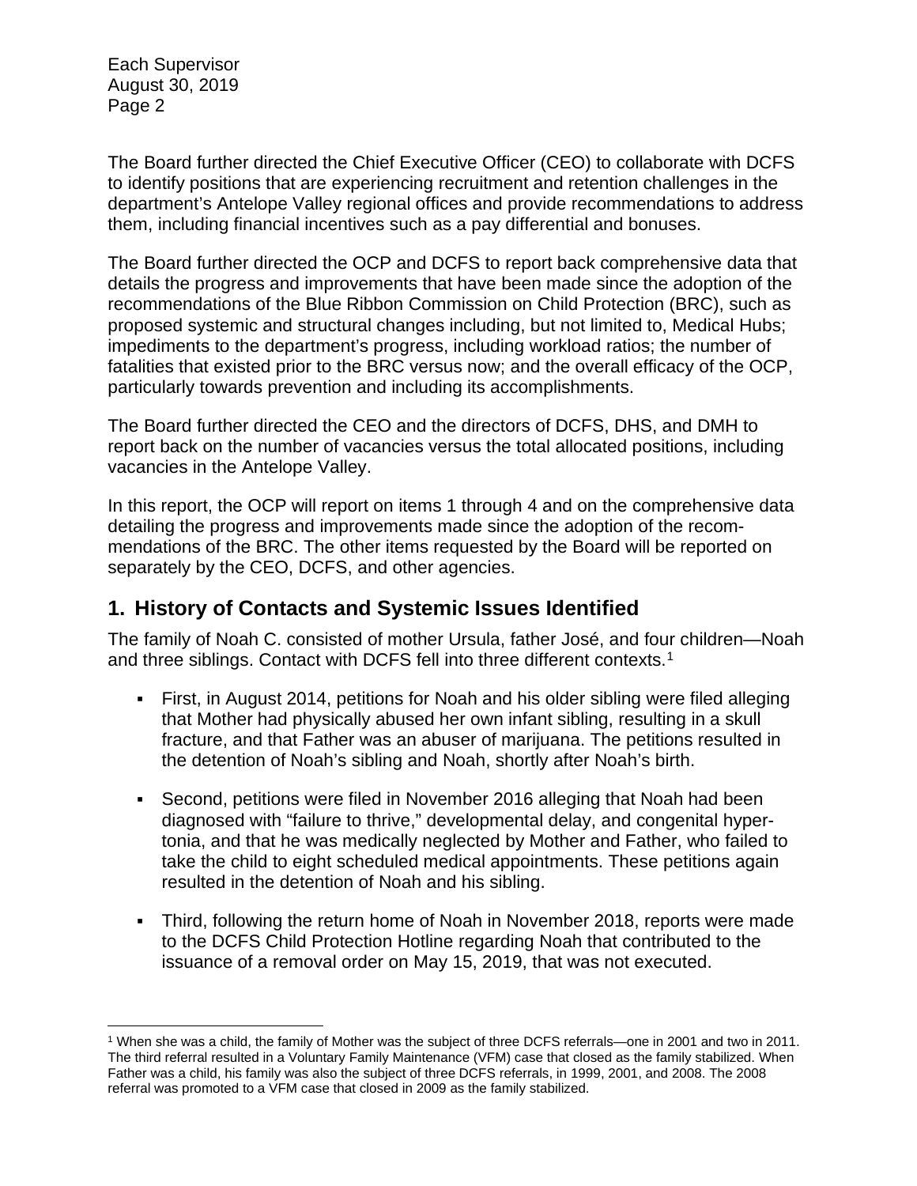The Board further directed the Chief Executive Officer (CEO) to collaborate with DCFS to identify positions that are experiencing recruitment and retention challenges in the department's Antelope Valley regional offices and provide recommendations to address them, including financial incentives such as a pay differential and bonuses.

The Board further directed the OCP and DCFS to report back comprehensive data that details the progress and improvements that have been made since the adoption of the recommendations of the Blue Ribbon Commission on Child Protection (BRC), such as proposed systemic and structural changes including, but not limited to, Medical Hubs; impediments to the department's progress, including workload ratios; the number of fatalities that existed prior to the BRC versus now; and the overall efficacy of the OCP, particularly towards prevention and including its accomplishments.

The Board further directed the CEO and the directors of DCFS, DHS, and DMH to report back on the number of vacancies versus the total allocated positions, including vacancies in the Antelope Valley.

In this report, the OCP will report on items 1 through 4 and on the comprehensive data detailing the progress and improvements made since the adoption of the recommendations of the BRC. The other items requested by the Board will be reported on separately by the CEO, DCFS, and other agencies.

## 1. History of Contacts and Systemic Issues Identified

The family of Noah C. consisted of mother Ursula, father José, and four children—Noah and three siblings. Contact with DCFS fell into three different contexts.[1]

- First, in August 2014, petitions for Noah and his older sibling were filed alleging that Mother had physically abused her own infant sibling, resulting in a skull fracture, and that Father was an abuser of marijuana. The petitions resulted in the detention of Noah's sibling and Noah, shortly after Noah's birth.
- Second, petitions were filed in November 2016 alleging that Noah had been diagnosed with "failure to thrive," developmental delay, and congenital hypertonia, and that he was medically neglected by Mother and Father, who failed to take the child to eight scheduled medical appointments. These petitions again resulted in the detention of Noah and his sibling.
- Third, following the return home of Noah in November 2018, reports were made to the DCFS Child Protection Hotline regarding Noah that contributed to the issuance of a removal order on May 15, 2019, that was not executed.

[1] When she was a child, the family of Mother was the subject of three DCFS referrals—one in 2001 and two in 2011. The third referral resulted in a Voluntary Family Maintenance (VFM) case that closed as the family stabilized. When Father was a child, his family was also the subject of three DCFS referrals, in 1999, 2001, and 2008. The 2008 referral was promoted to a VFM case that closed in 2009 as the family stabilized.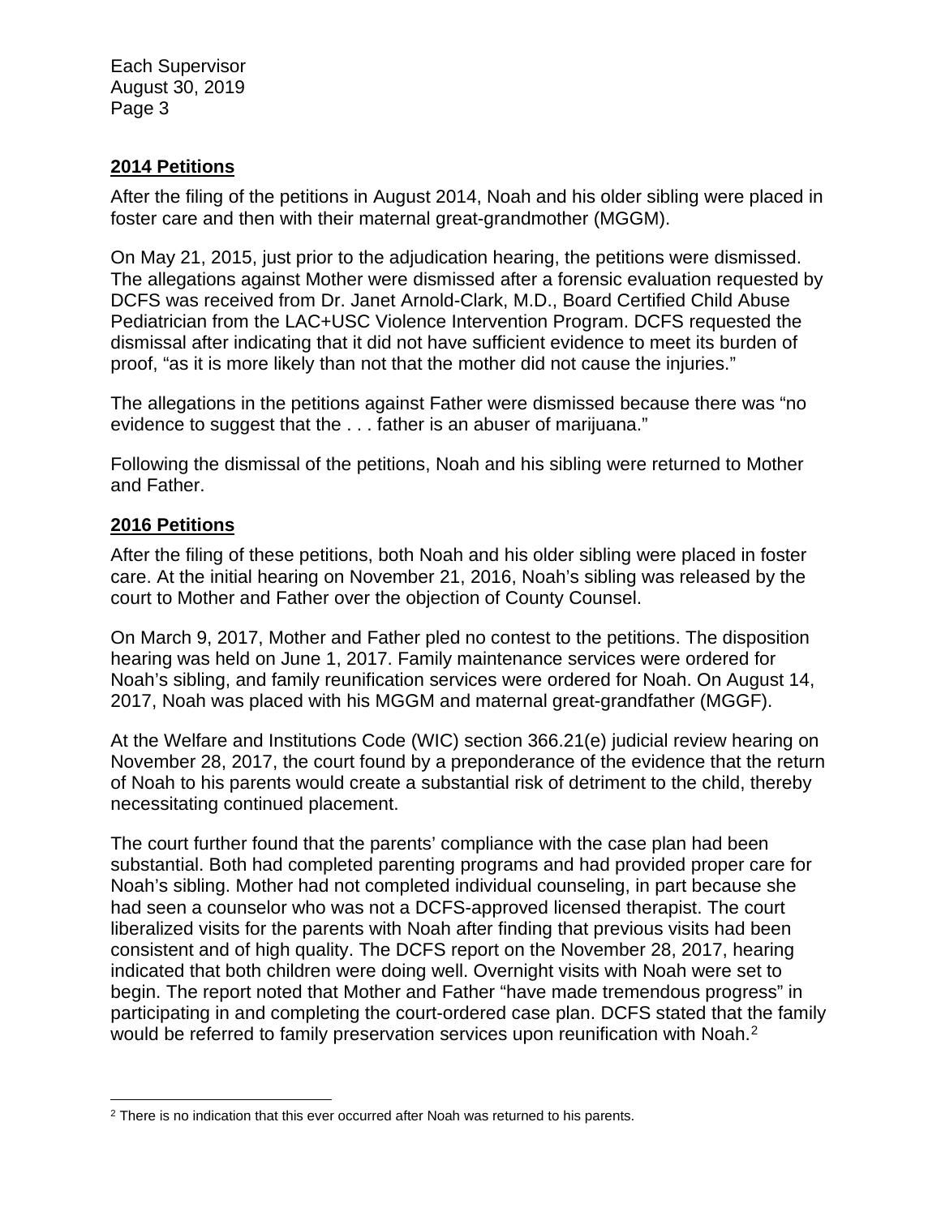## 2014 Petitions

After the filing of the petitions in August 2014, Noah and his older sibling were placed in foster care and then with their maternal great-grandmother (MGGM).

On May 21, 2015, just prior to the adjudication hearing, the petitions were dismissed. The allegations against Mother were dismissed after a forensic evaluation requested by DCFS was received from Dr. Janet Arnold-Clark, M.D., Board Certified Child Abuse Pediatrician from the LAC+USC Violence Intervention Program. DCFS requested the dismissal after indicating that it did not have sufficient evidence to meet its burden of proof, "as it is more likely than not that the mother did not cause the injuries."

The allegations in the petitions against Father were dismissed because there was "no evidence to suggest that the . . . father is an abuser of marijuana."

Following the dismissal of the petitions, Noah and his sibling were returned to Mother and Father.

## 2016 Petitions

After the filing of these petitions, both Noah and his older sibling were placed in foster care. At the initial hearing on November 21, 2016, Noah's sibling was released by the court to Mother and Father over the objection of County Counsel.

On March 9, 2017, Mother and Father pled no contest to the petitions. The disposition hearing was held on June 1, 2017. Family maintenance services were ordered for Noah's sibling, and family reunification services were ordered for Noah. On August 14, 2017, Noah was placed with his MGGM and maternal great-grandfather (MGGF).

At the Welfare and Institutions Code (WIC) section 366.21(e) judicial review hearing on November 28, 2017, the court found by a preponderance of the evidence that the return of Noah to his parents would create a substantial risk of detriment to the child, thereby necessitating continued placement.

The court further found that the parents' compliance with the case plan had been substantial. Both had completed parenting programs and had provided proper care for Noah's sibling. Mother had not completed individual counseling, in part because she had seen a counselor who was not a DCFS-approved licensed therapist. The court liberalized visits for the parents with Noah after finding that previous visits had been consistent and of high quality. The DCFS report on the November 28, 2017, hearing indicated that both children were doing well. Overnight visits with Noah were set to begin. The report noted that Mother and Father "have made tremendous progress" in participating in and completing the court-ordered case plan. DCFS stated that the family would be referred to family preservation services upon reunification with Noah.[2]

[2] There is no indication that this ever occurred after Noah was returned to his parents.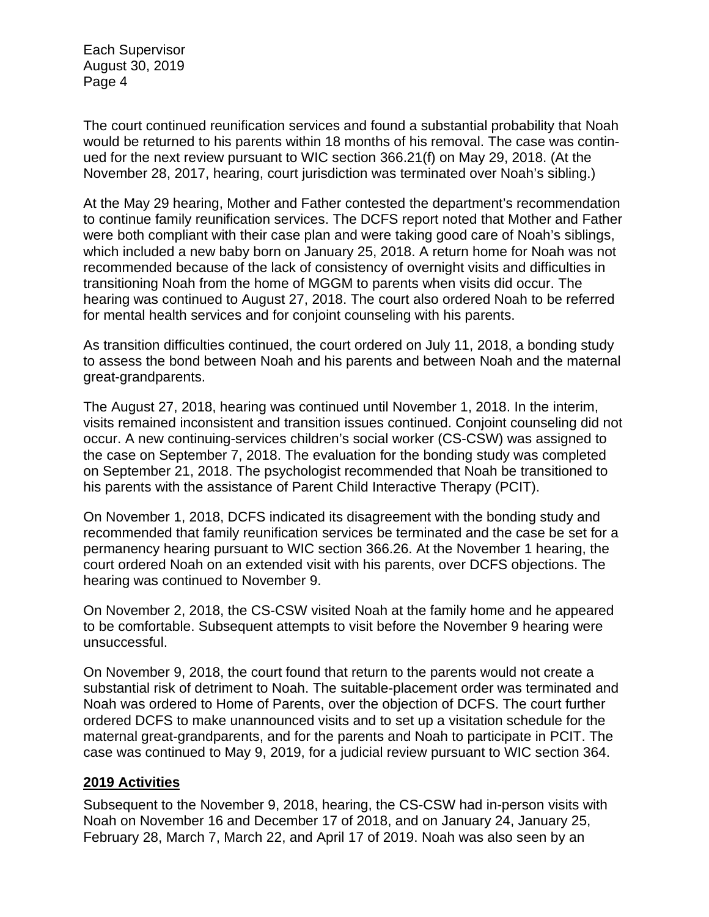The court continued reunification services and found a substantial probability that Noah would be returned to his parents within 18 months of his removal. The case was continued for the next review pursuant to WIC section 366.21(f) on May 29, 2018. (At the November 28, 2017, hearing, court jurisdiction was terminated over Noah's sibling.)

At the May 29 hearing, Mother and Father contested the department's recommendation to continue family reunification services. The DCFS report noted that Mother and Father were both compliant with their case plan and were taking good care of Noah's siblings, which included a new baby born on January 25, 2018. A return home for Noah was not recommended because of the lack of consistency of overnight visits and difficulties in transitioning Noah from the home of MGGM to parents when visits did occur. The hearing was continued to August 27, 2018. The court also ordered Noah to be referred for mental health services and for conjoint counseling with his parents.

As transition difficulties continued, the court ordered on July 11, 2018, a bonding study to assess the bond between Noah and his parents and between Noah and the maternal great-grandparents.

The August 27, 2018, hearing was continued until November 1, 2018. In the interim, visits remained inconsistent and transition issues continued. Conjoint counseling did not occur. A new continuing-services children's social worker (CS-CSW) was assigned to the case on September 7, 2018. The evaluation for the bonding study was completed on September 21, 2018. The psychologist recommended that Noah be transitioned to his parents with the assistance of Parent Child Interactive Therapy (PCIT).

On November 1, 2018, DCFS indicated its disagreement with the bonding study and recommended that family reunification services be terminated and the case be set for a permanency hearing pursuant to WIC section 366.26. At the November 1 hearing, the court ordered Noah on an extended visit with his parents, over DCFS objections. The hearing was continued to November 9.

On November 2, 2018, the CS-CSW visited Noah at the family home and he appeared to be comfortable. Subsequent attempts to visit before the November 9 hearing were unsuccessful.

On November 9, 2018, the court found that return to the parents would not create a substantial risk of detriment to Noah. The suitable-placement order was terminated and Noah was ordered to Home of Parents, over the objection of DCFS. The court further ordered DCFS to make unannounced visits and to set up a visitation schedule for the maternal great-grandparents, and for the parents and Noah to participate in PCIT. The case was continued to May 9, 2019, for a judicial review pursuant to WIC section 364.

## 2019 Activities

Subsequent to the November 9, 2018, hearing, the CS-CSW had in-person visits with Noah on November 16 and December 17 of 2018, and on January 24, January 25, February 28, March 7, March 22, and April 17 of 2019. Noah was also seen by an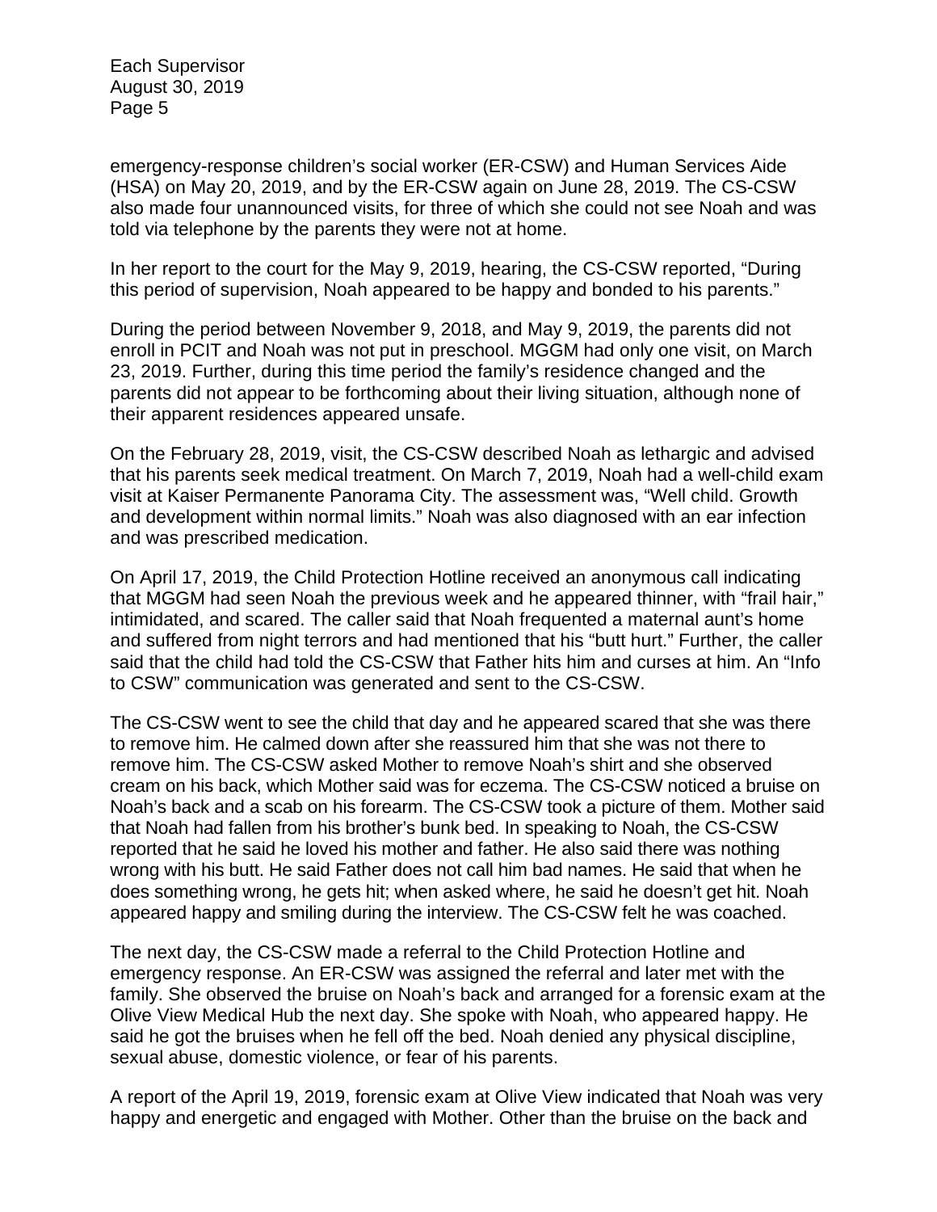emergency-response children's social worker (ER-CSW) and Human Services Aide (HSA) on May 20, 2019, and by the ER-CSW again on June 28, 2019. The CS-CSW also made four unannounced visits, for three of which she could not see Noah and was told via telephone by the parents they were not at home.

In her report to the court for the May 9, 2019, hearing, the CS-CSW reported, "During this period of supervision, Noah appeared to be happy and bonded to his parents."

During the period between November 9, 2018, and May 9, 2019, the parents did not enroll in PCIT and Noah was not put in preschool. MGGM had only one visit, on March 23, 2019. Further, during this time period the family's residence changed and the parents did not appear to be forthcoming about their living situation, although none of their apparent residences appeared unsafe.

On the February 28, 2019, visit, the CS-CSW described Noah as lethargic and advised that his parents seek medical treatment. On March 7, 2019, Noah had a well-child exam visit at Kaiser Permanente Panorama City. The assessment was, "Well child. Growth and development within normal limits." Noah was also diagnosed with an ear infection and was prescribed medication.

On April 17, 2019, the Child Protection Hotline received an anonymous call indicating that MGGM had seen Noah the previous week and he appeared thinner, with "frail hair," intimidated, and scared. The caller said that Noah frequented a maternal aunt's home and suffered from night terrors and had mentioned that his "butt hurt." Further, the caller said that the child had told the CS-CSW that Father hits him and curses at him. An "Info to CSW" communication was generated and sent to the CS-CSW.

The CS-CSW went to see the child that day and he appeared scared that she was there to remove him. He calmed down after she reassured him that she was not there to remove him. The CS-CSW asked Mother to remove Noah's shirt and she observed cream on his back, which Mother said was for eczema. The CS-CSW noticed a bruise on Noah's back and a scab on his forearm. The CS-CSW took a picture of them. Mother said that Noah had fallen from his brother's bunk bed. In speaking to Noah, the CS-CSW reported that he said he loved his mother and father. He also said there was nothing wrong with his butt. He said Father does not call him bad names. He said that when he does something wrong, he gets hit; when asked where, he said he doesn't get hit. Noah appeared happy and smiling during the interview. The CS-CSW felt he was coached.

The next day, the CS-CSW made a referral to the Child Protection Hotline and emergency response. An ER-CSW was assigned the referral and later met with the family. She observed the bruise on Noah's back and arranged for a forensic exam at the Olive View Medical Hub the next day. She spoke with Noah, who appeared happy. He said he got the bruises when he fell off the bed. Noah denied any physical discipline, sexual abuse, domestic violence, or fear of his parents.

A report of the April 19, 2019, forensic exam at Olive View indicated that Noah was very happy and energetic and engaged with Mother. Other than the bruise on the back and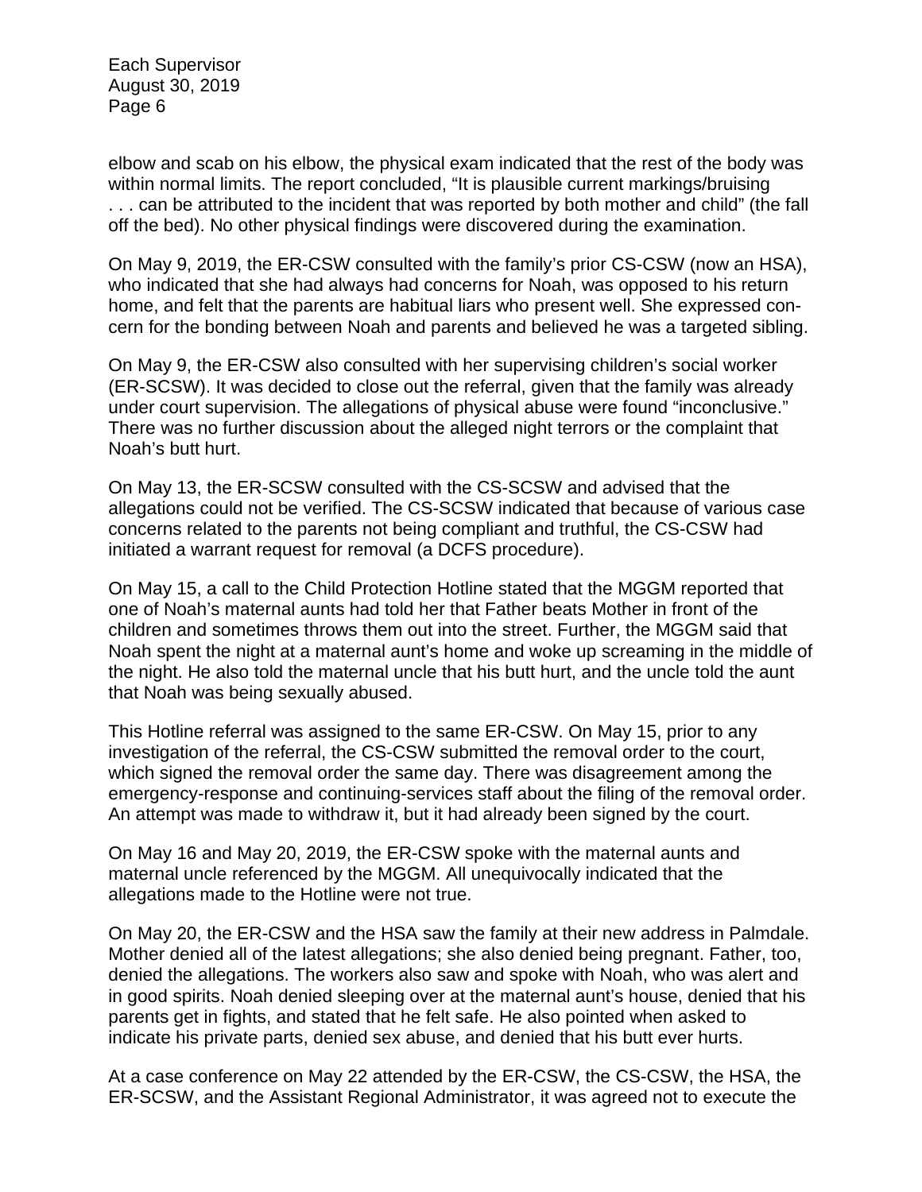elbow and scab on his elbow, the physical exam indicated that the rest of the body was within normal limits. The report concluded, "It is plausible current markings/bruising . . . can be attributed to the incident that was reported by both mother and child" (the fall off the bed). No other physical findings were discovered during the examination.

On May 9, 2019, the ER-CSW consulted with the family's prior CS-CSW (now an HSA), who indicated that she had always had concerns for Noah, was opposed to his return home, and felt that the parents are habitual liars who present well. She expressed concern for the bonding between Noah and parents and believed he was a targeted sibling.

On May 9, the ER-CSW also consulted with her supervising children's social worker (ER-SCSW). It was decided to close out the referral, given that the family was already under court supervision. The allegations of physical abuse were found "inconclusive." There was no further discussion about the alleged night terrors or the complaint that Noah's butt hurt.

On May 13, the ER-SCSW consulted with the CS-SCSW and advised that the allegations could not be verified. The CS-SCSW indicated that because of various case concerns related to the parents not being compliant and truthful, the CS-CSW had initiated a warrant request for removal (a DCFS procedure).

On May 15, a call to the Child Protection Hotline stated that the MGGM reported that one of Noah's maternal aunts had told her that Father beats Mother in front of the children and sometimes throws them out into the street. Further, the MGGM said that Noah spent the night at a maternal aunt's home and woke up screaming in the middle of the night. He also told the maternal uncle that his butt hurt, and the uncle told the aunt that Noah was being sexually abused.

This Hotline referral was assigned to the same ER-CSW. On May 15, prior to any investigation of the referral, the CS-CSW submitted the removal order to the court, which signed the removal order the same day. There was disagreement among the emergency-response and continuing-services staff about the filing of the removal order. An attempt was made to withdraw it, but it had already been signed by the court.

On May 16 and May 20, 2019, the ER-CSW spoke with the maternal aunts and maternal uncle referenced by the MGGM. All unequivocally indicated that the allegations made to the Hotline were not true.

On May 20, the ER-CSW and the HSA saw the family at their new address in Palmdale. Mother denied all of the latest allegations; she also denied being pregnant. Father, too, denied the allegations. The workers also saw and spoke with Noah, who was alert and in good spirits. Noah denied sleeping over at the maternal aunt's house, denied that his parents get in fights, and stated that he felt safe. He also pointed when asked to indicate his private parts, denied sex abuse, and denied that his butt ever hurts.

At a case conference on May 22 attended by the ER-CSW, the CS-CSW, the HSA, the ER-SCSW, and the Assistant Regional Administrator, it was agreed not to execute the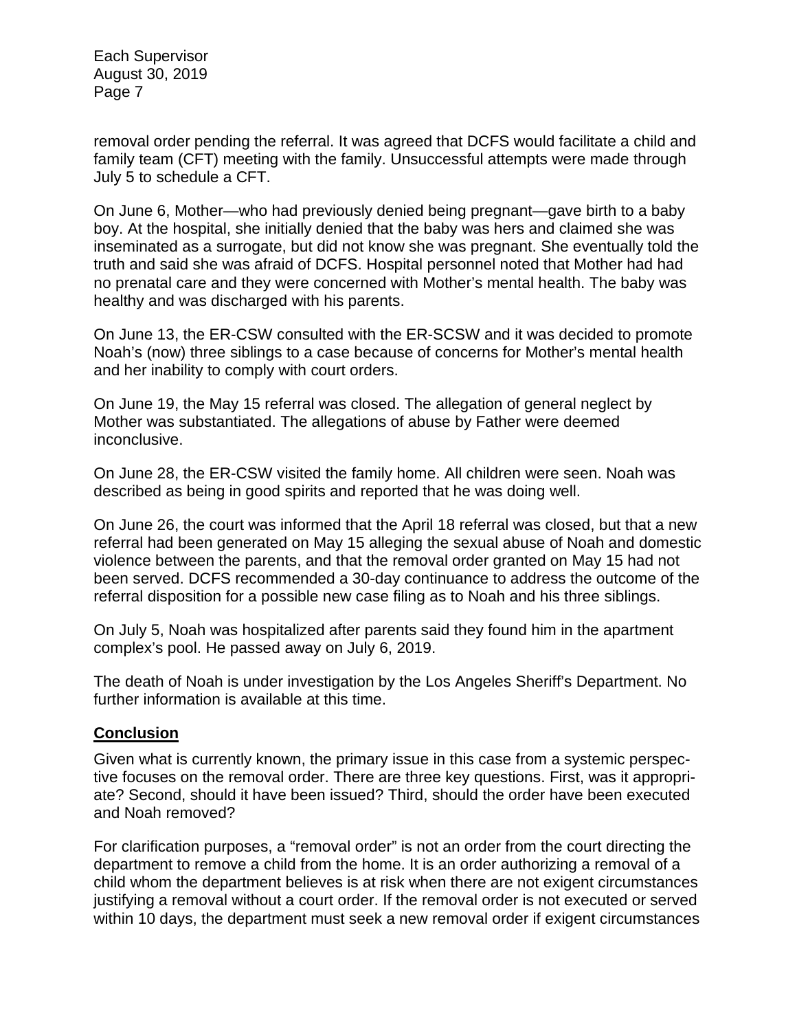removal order pending the referral. It was agreed that DCFS would facilitate a child and family team (CFT) meeting with the family. Unsuccessful attempts were made through July 5 to schedule a CFT.

On June 6, Mother—who had previously denied being pregnant—gave birth to a baby boy. At the hospital, she initially denied that the baby was hers and claimed she was inseminated as a surrogate, but did not know she was pregnant. She eventually told the truth and said she was afraid of DCFS. Hospital personnel noted that Mother had had no prenatal care and they were concerned with Mother's mental health. The baby was healthy and was discharged with his parents.

On June 13, the ER-CSW consulted with the ER-SCSW and it was decided to promote Noah's (now) three siblings to a case because of concerns for Mother's mental health and her inability to comply with court orders.

On June 19, the May 15 referral was closed. The allegation of general neglect by Mother was substantiated. The allegations of abuse by Father were deemed inconclusive.

On June 28, the ER-CSW visited the family home. All children were seen. Noah was described as being in good spirits and reported that he was doing well.

On June 26, the court was informed that the April 18 referral was closed, but that a new referral had been generated on May 15 alleging the sexual abuse of Noah and domestic violence between the parents, and that the removal order granted on May 15 had not been served. DCFS recommended a 30-day continuance to address the outcome of the referral disposition for a possible new case filing as to Noah and his three siblings.

On July 5, Noah was hospitalized after parents said they found him in the apartment complex's pool. He passed away on July 6, 2019.

The death of Noah is under investigation by the Los Angeles Sheriff's Department. No further information is available at this time.

## Conclusion

Given what is currently known, the primary issue in this case from a systemic perspective focuses on the removal order. There are three key questions. First, was it appropriate? Second, should it have been issued? Third, should the order have been executed and Noah removed?

For clarification purposes, a "removal order" is not an order from the court directing the department to remove a child from the home. It is an order authorizing a removal of a child whom the department believes is at risk when there are not exigent circumstances justifying a removal without a court order. If the removal order is not executed or served within 10 days, the department must seek a new removal order if exigent circumstances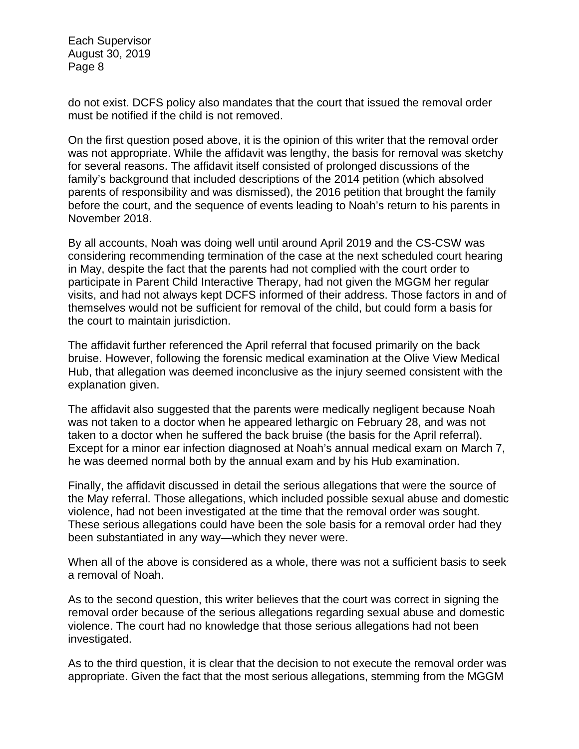do not exist. DCFS policy also mandates that the court that issued the removal order must be notified if the child is not removed.

On the first question posed above, it is the opinion of this writer that the removal order was not appropriate. While the affidavit was lengthy, the basis for removal was sketchy for several reasons. The affidavit itself consisted of prolonged discussions of the family's background that included descriptions of the 2014 petition (which absolved parents of responsibility and was dismissed), the 2016 petition that brought the family before the court, and the sequence of events leading to Noah's return to his parents in November 2018.

By all accounts, Noah was doing well until around April 2019 and the CS-CSW was considering recommending termination of the case at the next scheduled court hearing in May, despite the fact that the parents had not complied with the court order to participate in Parent Child Interactive Therapy, had not given the MGGM her regular visits, and had not always kept DCFS informed of their address. Those factors in and of themselves would not be sufficient for removal of the child, but could form a basis for the court to maintain jurisdiction.

The affidavit further referenced the April referral that focused primarily on the back bruise. However, following the forensic medical examination at the Olive View Medical Hub, that allegation was deemed inconclusive as the injury seemed consistent with the explanation given.

The affidavit also suggested that the parents were medically negligent because Noah was not taken to a doctor when he appeared lethargic on February 28, and was not taken to a doctor when he suffered the back bruise (the basis for the April referral). Except for a minor ear infection diagnosed at Noah's annual medical exam on March 7, he was deemed normal both by the annual exam and by his Hub examination.

Finally, the affidavit discussed in detail the serious allegations that were the source of the May referral. Those allegations, which included possible sexual abuse and domestic violence, had not been investigated at the time that the removal order was sought. These serious allegations could have been the sole basis for a removal order had they been substantiated in any way—which they never were.

When all of the above is considered as a whole, there was not a sufficient basis to seek a removal of Noah.

As to the second question, this writer believes that the court was correct in signing the removal order because of the serious allegations regarding sexual abuse and domestic violence. The court had no knowledge that those serious allegations had not been investigated.

As to the third question, it is clear that the decision to not execute the removal order was appropriate. Given the fact that the most serious allegations, stemming from the MGGM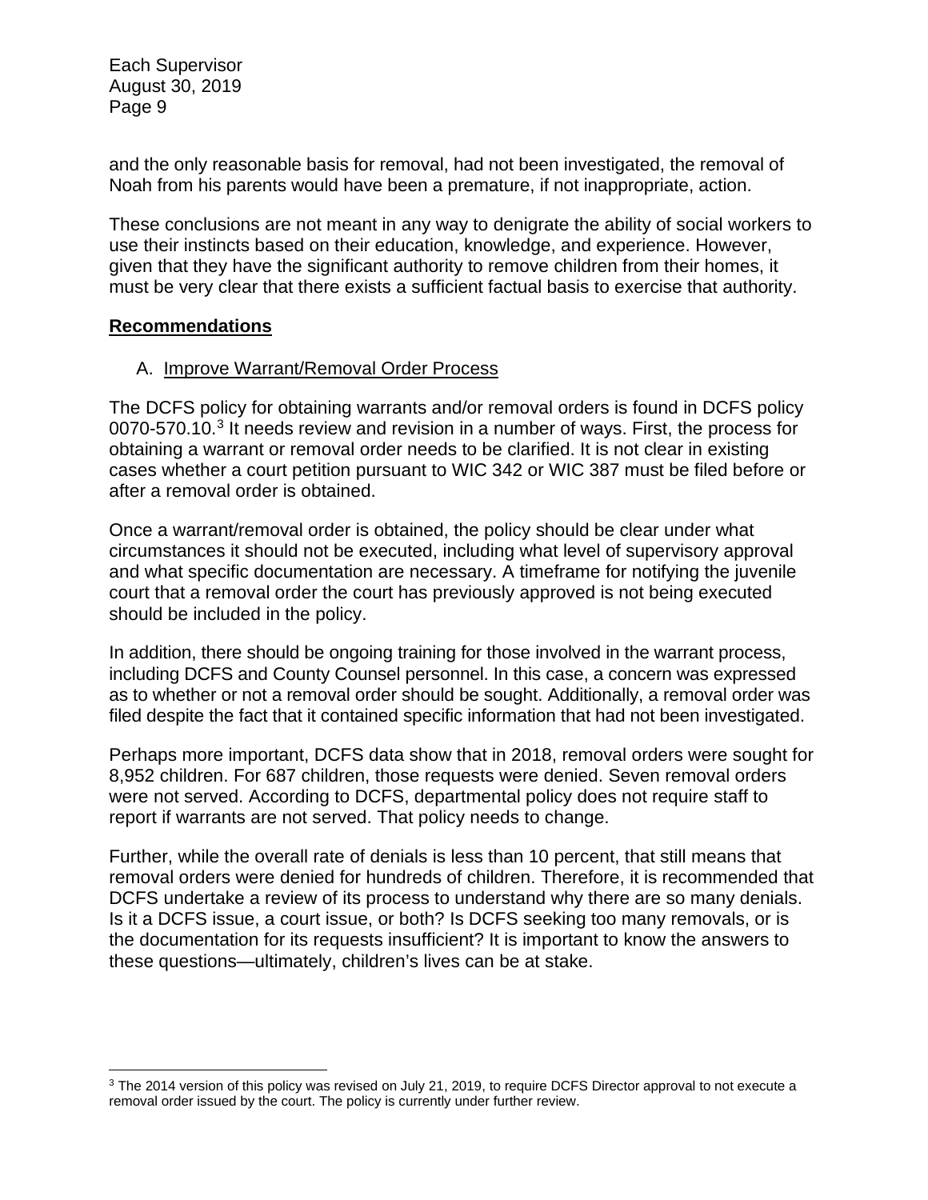and the only reasonable basis for removal, had not been investigated, the removal of Noah from his parents would have been a premature, if not inappropriate, action.

These conclusions are not meant in any way to denigrate the ability of social workers to use their instincts based on their education, knowledge, and experience. However, given that they have the significant authority to remove children from their homes, it must be very clear that there exists a sufficient factual basis to exercise that authority.

## Recommendations

### A. Improve Warrant/Removal Order Process

The DCFS policy for obtaining warrants and/or removal orders is found in DCFS policy 0070-570.10.[3] It needs review and revision in a number of ways. First, the process for obtaining a warrant or removal order needs to be clarified. It is not clear in existing cases whether a court petition pursuant to WIC 342 or WIC 387 must be filed before or after a removal order is obtained.

Once a warrant/removal order is obtained, the policy should be clear under what circumstances it should not be executed, including what level of supervisory approval and what specific documentation are necessary. A timeframe for notifying the juvenile court that a removal order the court has previously approved is not being executed should be included in the policy.

In addition, there should be ongoing training for those involved in the warrant process, including DCFS and County Counsel personnel. In this case, a concern was expressed as to whether or not a removal order should be sought. Additionally, a removal order was filed despite the fact that it contained specific information that had not been investigated.

Perhaps more important, DCFS data show that in 2018, removal orders were sought for 8,952 children. For 687 children, those requests were denied. Seven removal orders were not served. According to DCFS, departmental policy does not require staff to report if warrants are not served. That policy needs to change.

Further, while the overall rate of denials is less than 10 percent, that still means that removal orders were denied for hundreds of children. Therefore, it is recommended that DCFS undertake a review of its process to understand why there are so many denials. Is it a DCFS issue, a court issue, or both? Is DCFS seeking too many removals, or is the documentation for its requests insufficient? It is important to know the answers to these questions—ultimately, children's lives can be at stake.

---

[3] The 2014 version of this policy was revised on July 21, 2019, to require DCFS Director approval to not execute a removal order issued by the court. The policy is currently under further review.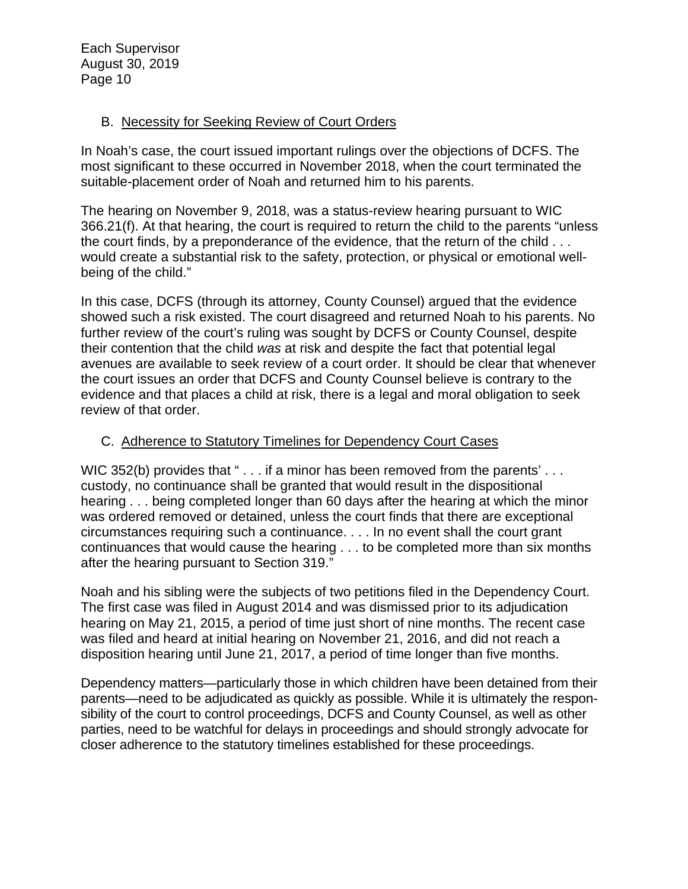### B. Necessity for Seeking Review of Court Orders

In Noah's case, the court issued important rulings over the objections of DCFS. The most significant to these occurred in November 2018, when the court terminated the suitable-placement order of Noah and returned him to his parents.

The hearing on November 9, 2018, was a status-review hearing pursuant to WIC 366.21(f). At that hearing, the court is required to return the child to the parents "unless the court finds, by a preponderance of the evidence, that the return of the child . . . would create a substantial risk to the safety, protection, or physical or emotional well-being of the child."

In this case, DCFS (through its attorney, County Counsel) argued that the evidence showed such a risk existed. The court disagreed and returned Noah to his parents. No further review of the court's ruling was sought by DCFS or County Counsel, despite their contention that the child *was* at risk and despite the fact that potential legal avenues are available to seek review of a court order. It should be clear that whenever the court issues an order that DCFS and County Counsel believe is contrary to the evidence and that places a child at risk, there is a legal and moral obligation to seek review of that order.

### C. Adherence to Statutory Timelines for Dependency Court Cases

WIC 352(b) provides that " . . . if a minor has been removed from the parents' . . . custody, no continuance shall be granted that would result in the dispositional hearing . . . being completed longer than 60 days after the hearing at which the minor was ordered removed or detained, unless the court finds that there are exceptional circumstances requiring such a continuance. . . . In no event shall the court grant continuances that would cause the hearing . . . to be completed more than six months after the hearing pursuant to Section 319."

Noah and his sibling were the subjects of two petitions filed in the Dependency Court. The first case was filed in August 2014 and was dismissed prior to its adjudication hearing on May 21, 2015, a period of time just short of nine months. The recent case was filed and heard at initial hearing on November 21, 2016, and did not reach a disposition hearing until June 21, 2017, a period of time longer than five months.

Dependency matters—particularly those in which children have been detained from their parents—need to be adjudicated as quickly as possible. While it is ultimately the responsibility of the court to control proceedings, DCFS and County Counsel, as well as other parties, need to be watchful for delays in proceedings and should strongly advocate for closer adherence to the statutory timelines established for these proceedings.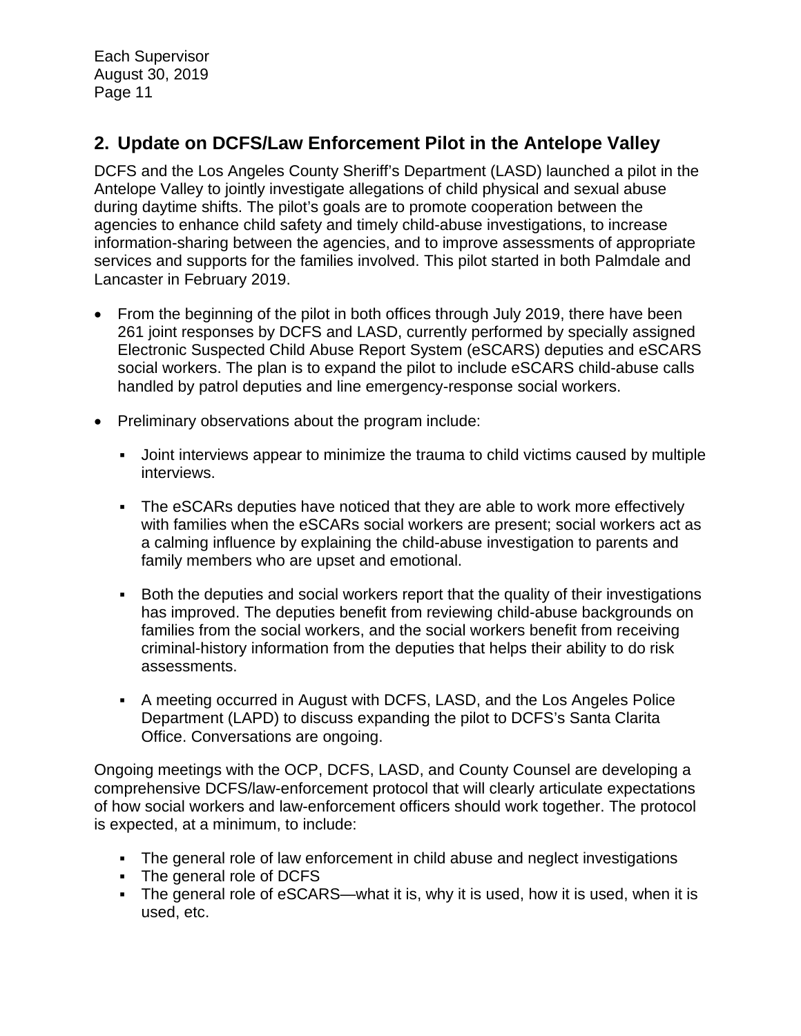## 2. Update on DCFS/Law Enforcement Pilot in the Antelope Valley

DCFS and the Los Angeles County Sheriff's Department (LASD) launched a pilot in the Antelope Valley to jointly investigate allegations of child physical and sexual abuse during daytime shifts. The pilot's goals are to promote cooperation between the agencies to enhance child safety and timely child-abuse investigations, to increase information-sharing between the agencies, and to improve assessments of appropriate services and supports for the families involved. This pilot started in both Palmdale and Lancaster in February 2019.

- From the beginning of the pilot in both offices through July 2019, there have been 261 joint responses by DCFS and LASD, currently performed by specially assigned Electronic Suspected Child Abuse Report System (eSCARS) deputies and eSCARS social workers. The plan is to expand the pilot to include eSCARS child-abuse calls handled by patrol deputies and line emergency-response social workers.
- Preliminary observations about the program include:
  - Joint interviews appear to minimize the trauma to child victims caused by multiple interviews.
  - The eSCARs deputies have noticed that they are able to work more effectively with families when the eSCARs social workers are present; social workers act as a calming influence by explaining the child-abuse investigation to parents and family members who are upset and emotional.
  - Both the deputies and social workers report that the quality of their investigations has improved. The deputies benefit from reviewing child-abuse backgrounds on families from the social workers, and the social workers benefit from receiving criminal-history information from the deputies that helps their ability to do risk assessments.
  - A meeting occurred in August with DCFS, LASD, and the Los Angeles Police Department (LAPD) to discuss expanding the pilot to DCFS's Santa Clarita Office. Conversations are ongoing.

Ongoing meetings with the OCP, DCFS, LASD, and County Counsel are developing a comprehensive DCFS/law-enforcement protocol that will clearly articulate expectations of how social workers and law-enforcement officers should work together. The protocol is expected, at a minimum, to include:

- The general role of law enforcement in child abuse and neglect investigations
- The general role of DCFS
- The general role of eSCARS—what it is, why it is used, how it is used, when it is used, etc.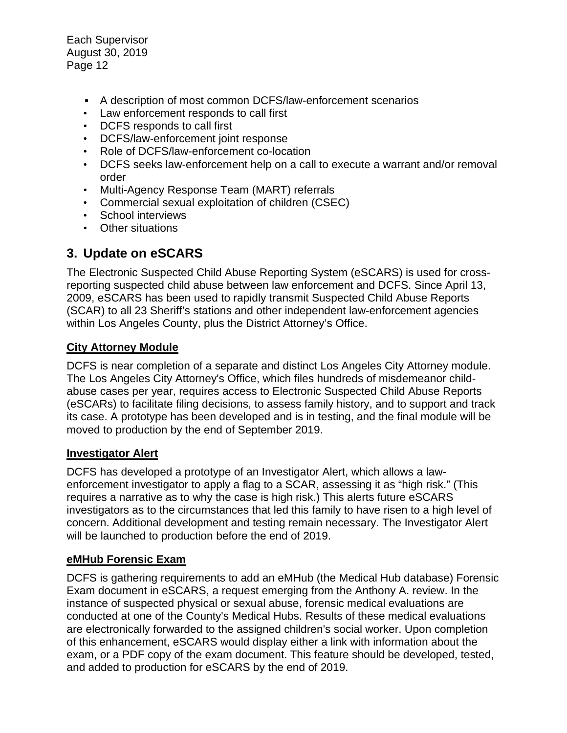- A description of most common DCFS/law-enforcement scenarios
- Law enforcement responds to call first
- DCFS responds to call first
- DCFS/law-enforcement joint response
- Role of DCFS/law-enforcement co-location
- DCFS seeks law-enforcement help on a call to execute a warrant and/or removal order
- Multi-Agency Response Team (MART) referrals
- Commercial sexual exploitation of children (CSEC)
- School interviews
- Other situations

## 3. Update on eSCARS

The Electronic Suspected Child Abuse Reporting System (eSCARS) is used for cross-reporting suspected child abuse between law enforcement and DCFS. Since April 13, 2009, eSCARS has been used to rapidly transmit Suspected Child Abuse Reports (SCAR) to all 23 Sheriff's stations and other independent law-enforcement agencies within Los Angeles County, plus the District Attorney's Office.

### City Attorney Module

DCFS is near completion of a separate and distinct Los Angeles City Attorney module. The Los Angeles City Attorney's Office, which files hundreds of misdemeanor child-abuse cases per year, requires access to Electronic Suspected Child Abuse Reports (eSCARs) to facilitate filing decisions, to assess family history, and to support and track its case. A prototype has been developed and is in testing, and the final module will be moved to production by the end of September 2019.

### Investigator Alert

DCFS has developed a prototype of an Investigator Alert, which allows a law-enforcement investigator to apply a flag to a SCAR, assessing it as "high risk." (This requires a narrative as to why the case is high risk.) This alerts future eSCARS investigators as to the circumstances that led this family to have risen to a high level of concern. Additional development and testing remain necessary. The Investigator Alert will be launched to production before the end of 2019.

### eMHub Forensic Exam

DCFS is gathering requirements to add an eMHub (the Medical Hub database) Forensic Exam document in eSCARS, a request emerging from the Anthony A. review. In the instance of suspected physical or sexual abuse, forensic medical evaluations are conducted at one of the County's Medical Hubs. Results of these medical evaluations are electronically forwarded to the assigned children's social worker. Upon completion of this enhancement, eSCARS would display either a link with information about the exam, or a PDF copy of the exam document. This feature should be developed, tested, and added to production for eSCARS by the end of 2019.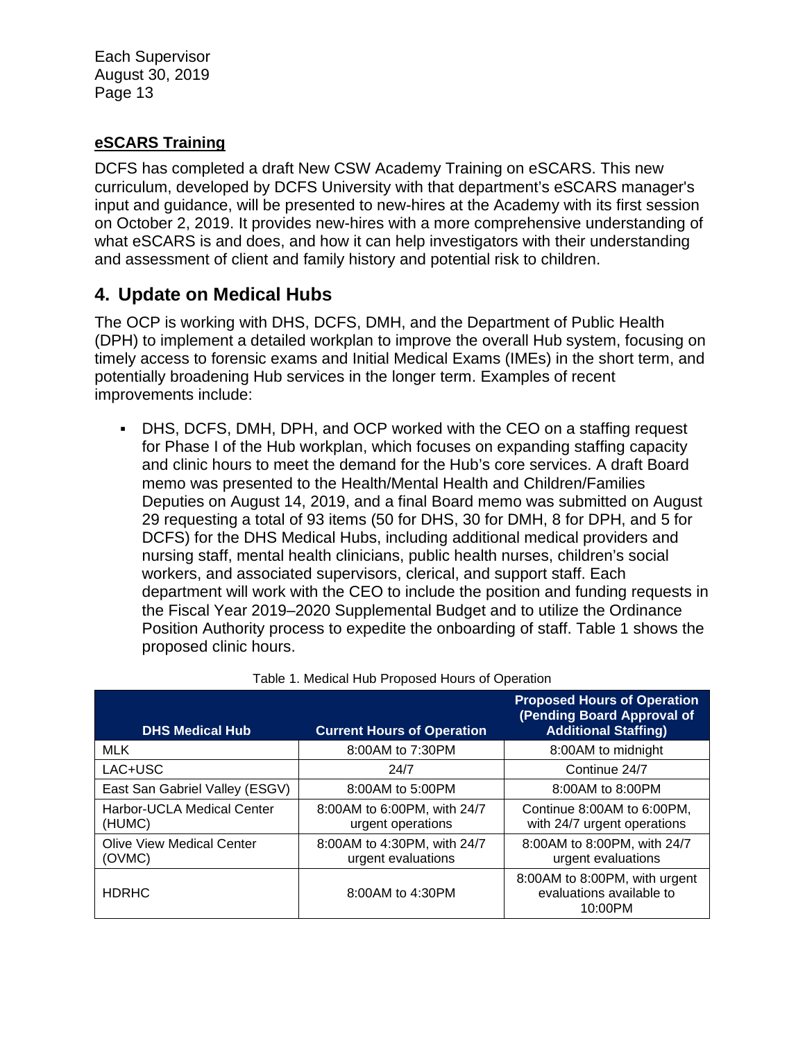**eSCARS Training**

DCFS has completed a draft New CSW Academy Training on eSCARS. This new curriculum, developed by DCFS University with that department's eSCARS manager's input and guidance, will be presented to new-hires at the Academy with its first session on October 2, 2019. It provides new-hires with a more comprehensive understanding of what eSCARS is and does, and how it can help investigators with their understanding and assessment of client and family history and potential risk to children.

## 4. Update on Medical Hubs

The OCP is working with DHS, DCFS, DMH, and the Department of Public Health (DPH) to implement a detailed workplan to improve the overall Hub system, focusing on timely access to forensic exams and Initial Medical Exams (IMEs) in the short term, and potentially broadening Hub services in the longer term. Examples of recent improvements include:

- DHS, DCFS, DMH, DPH, and OCP worked with the CEO on a staffing request for Phase I of the Hub workplan, which focuses on expanding staffing capacity and clinic hours to meet the demand for the Hub's core services. A draft Board memo was presented to the Health/Mental Health and Children/Families Deputies on August 14, 2019, and a final Board memo was submitted on August 29 requesting a total of 93 items (50 for DHS, 30 for DMH, 8 for DPH, and 5 for DCFS) for the DHS Medical Hubs, including additional medical providers and nursing staff, mental health clinicians, public health nurses, children's social workers, and associated supervisors, clerical, and support staff. Each department will work with the CEO to include the position and funding requests in the Fiscal Year 2019–2020 Supplemental Budget and to utilize the Ordinance Position Authority process to expedite the onboarding of staff. Table 1 shows the proposed clinic hours.

Table 1. Medical Hub Proposed Hours of Operation

| DHS Medical Hub | Current Hours of Operation | Proposed Hours of Operation (Pending Board Approval of Additional Staffing) |
|---|---|---|
| MLK | 8:00AM to 7:30PM | 8:00AM to midnight |
| LAC+USC | 24/7 | Continue 24/7 |
| East San Gabriel Valley (ESGV) | 8:00AM to 5:00PM | 8:00AM to 8:00PM |
| Harbor-UCLA Medical Center (HUMC) | 8:00AM to 6:00PM, with 24/7 urgent operations | Continue 8:00AM to 6:00PM, with 24/7 urgent operations |
| Olive View Medical Center (OVMC) | 8:00AM to 4:30PM, with 24/7 urgent evaluations | 8:00AM to 8:00PM, with 24/7 urgent evaluations |
| HDRHC | 8:00AM to 4:30PM | 8:00AM to 8:00PM, with urgent evaluations available to 10:00PM |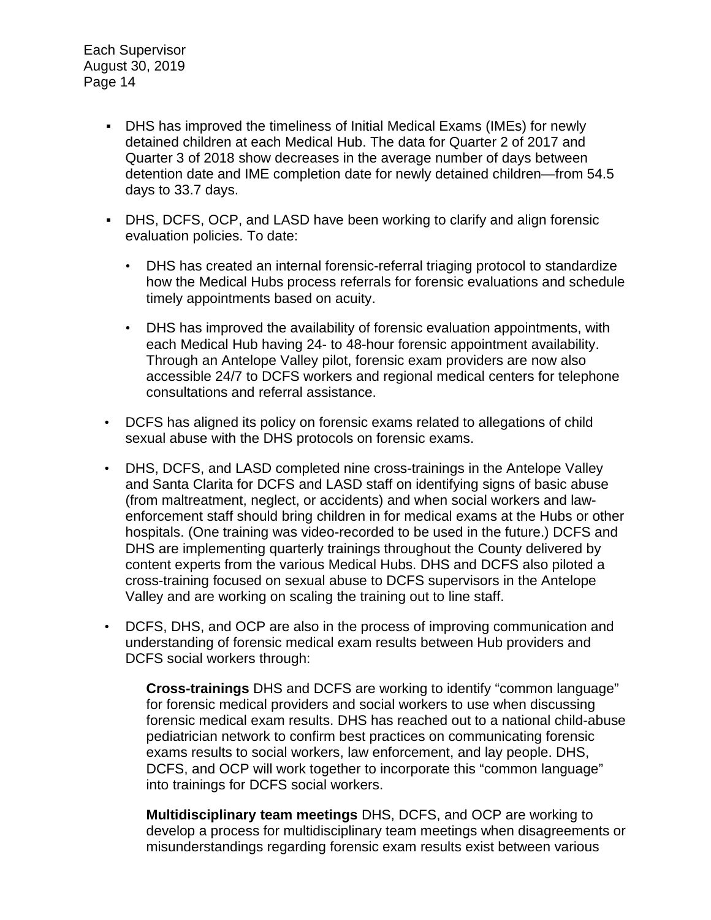- DHS has improved the timeliness of Initial Medical Exams (IMEs) for newly detained children at each Medical Hub. The data for Quarter 2 of 2017 and Quarter 3 of 2018 show decreases in the average number of days between detention date and IME completion date for newly detained children—from 54.5 days to 33.7 days.

- DHS, DCFS, OCP, and LASD have been working to clarify and align forensic evaluation policies. To date:

  - DHS has created an internal forensic-referral triaging protocol to standardize how the Medical Hubs process referrals for forensic evaluations and schedule timely appointments based on acuity.

  - DHS has improved the availability of forensic evaluation appointments, with each Medical Hub having 24- to 48-hour forensic appointment availability. Through an Antelope Valley pilot, forensic exam providers are now also accessible 24/7 to DCFS workers and regional medical centers for telephone consultations and referral assistance.

- DCFS has aligned its policy on forensic exams related to allegations of child sexual abuse with the DHS protocols on forensic exams.

- DHS, DCFS, and LASD completed nine cross-trainings in the Antelope Valley and Santa Clarita for DCFS and LASD staff on identifying signs of basic abuse (from maltreatment, neglect, or accidents) and when social workers and law-enforcement staff should bring children in for medical exams at the Hubs or other hospitals. (One training was video-recorded to be used in the future.) DCFS and DHS are implementing quarterly trainings throughout the County delivered by content experts from the various Medical Hubs. DHS and DCFS also piloted a cross-training focused on sexual abuse to DCFS supervisors in the Antelope Valley and are working on scaling the training out to line staff.

- DCFS, DHS, and OCP are also in the process of improving communication and understanding of forensic medical exam results between Hub providers and DCFS social workers through:

  **Cross-trainings** DHS and DCFS are working to identify "common language" for forensic medical providers and social workers to use when discussing forensic medical exam results. DHS has reached out to a national child-abuse pediatrician network to confirm best practices on communicating forensic exams results to social workers, law enforcement, and lay people. DHS, DCFS, and OCP will work together to incorporate this "common language" into trainings for DCFS social workers.

  **Multidisciplinary team meetings** DHS, DCFS, and OCP are working to develop a process for multidisciplinary team meetings when disagreements or misunderstandings regarding forensic exam results exist between various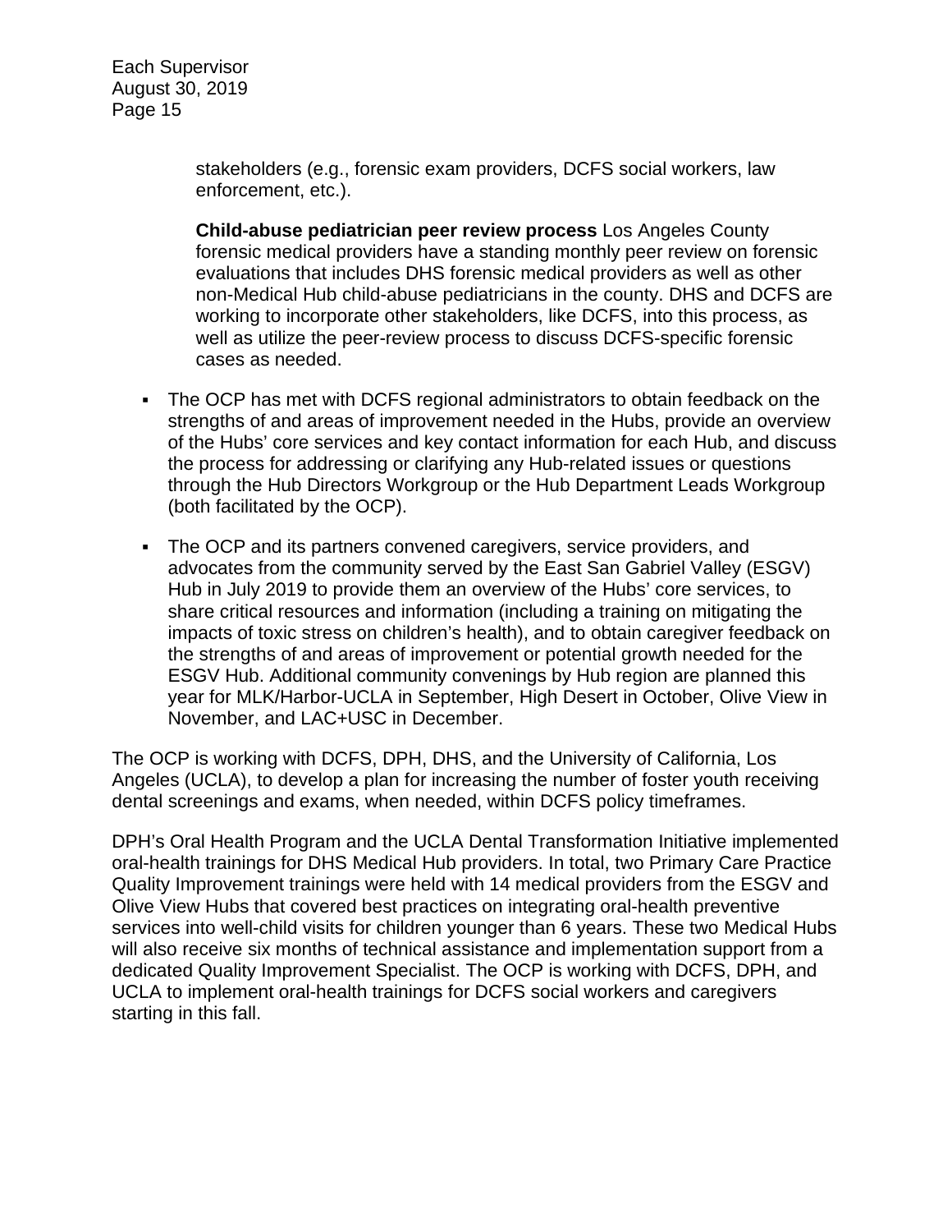stakeholders (e.g., forensic exam providers, DCFS social workers, law enforcement, etc.).

**Child-abuse pediatrician peer review process** Los Angeles County forensic medical providers have a standing monthly peer review on forensic evaluations that includes DHS forensic medical providers as well as other non-Medical Hub child-abuse pediatricians in the county. DHS and DCFS are working to incorporate other stakeholders, like DCFS, into this process, as well as utilize the peer-review process to discuss DCFS-specific forensic cases as needed.

- The OCP has met with DCFS regional administrators to obtain feedback on the strengths of and areas of improvement needed in the Hubs, provide an overview of the Hubs' core services and key contact information for each Hub, and discuss the process for addressing or clarifying any Hub-related issues or questions through the Hub Directors Workgroup or the Hub Department Leads Workgroup (both facilitated by the OCP).
- The OCP and its partners convened caregivers, service providers, and advocates from the community served by the East San Gabriel Valley (ESGV) Hub in July 2019 to provide them an overview of the Hubs' core services, to share critical resources and information (including a training on mitigating the impacts of toxic stress on children's health), and to obtain caregiver feedback on the strengths of and areas of improvement or potential growth needed for the ESGV Hub. Additional community convenings by Hub region are planned this year for MLK/Harbor-UCLA in September, High Desert in October, Olive View in November, and LAC+USC in December.

The OCP is working with DCFS, DPH, DHS, and the University of California, Los Angeles (UCLA), to develop a plan for increasing the number of foster youth receiving dental screenings and exams, when needed, within DCFS policy timeframes.

DPH's Oral Health Program and the UCLA Dental Transformation Initiative implemented oral-health trainings for DHS Medical Hub providers. In total, two Primary Care Practice Quality Improvement trainings were held with 14 medical providers from the ESGV and Olive View Hubs that covered best practices on integrating oral-health preventive services into well-child visits for children younger than 6 years. These two Medical Hubs will also receive six months of technical assistance and implementation support from a dedicated Quality Improvement Specialist. The OCP is working with DCFS, DPH, and UCLA to implement oral-health trainings for DCFS social workers and caregivers starting in this fall.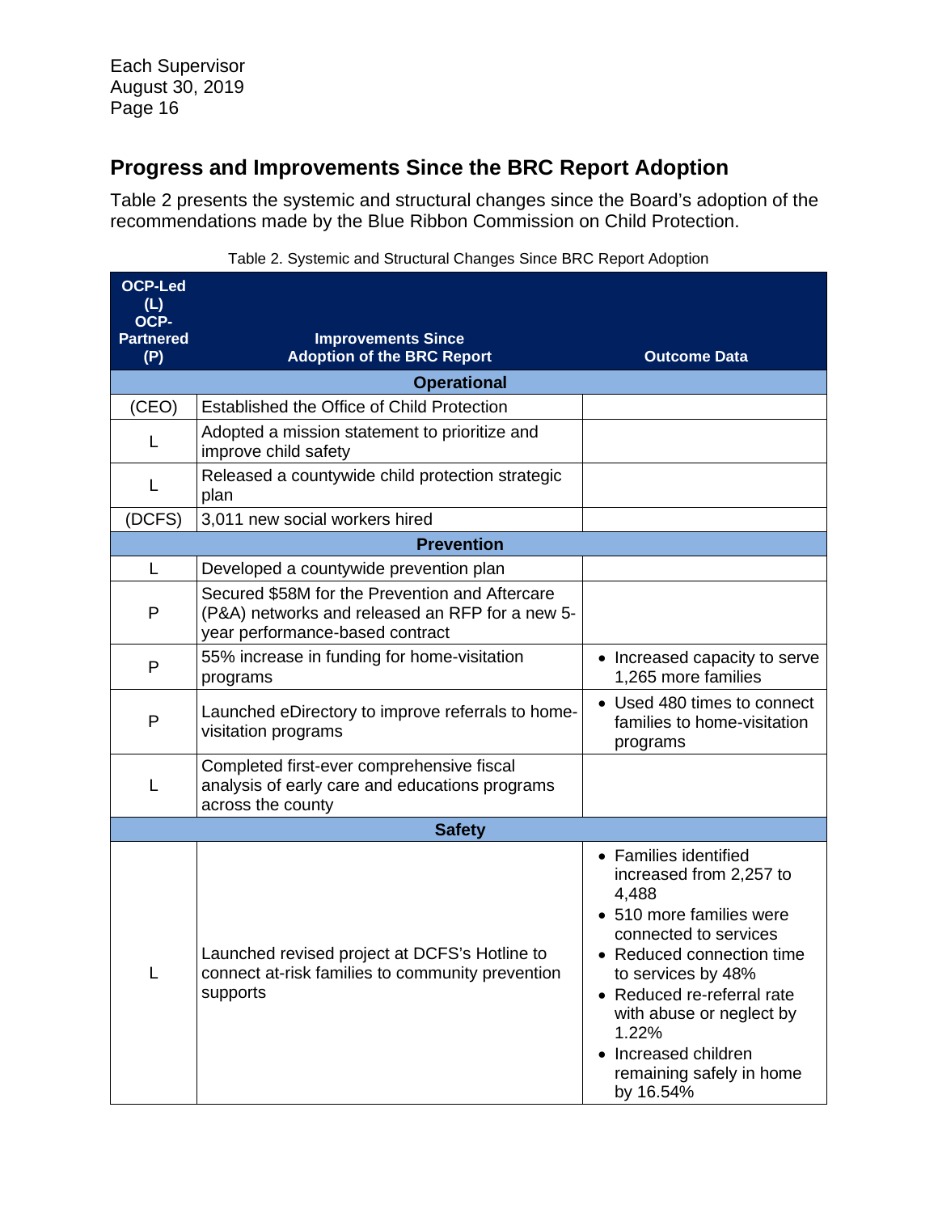## Progress and Improvements Since the BRC Report Adoption

Table 2 presents the systemic and structural changes since the Board's adoption of the recommendations made by the Blue Ribbon Commission on Child Protection.

Table 2. Systemic and Structural Changes Since BRC Report Adoption

| OCP-Led (L) OCP-Partnered (P) | Improvements Since Adoption of the BRC Report | Outcome Data |
|---|---|---|
| **Operational** | | |
| (CEO) | Established the Office of Child Protection | |
| L | Adopted a mission statement to prioritize and improve child safety | |
| L | Released a countywide child protection strategic plan | |
| (DCFS) | 3,011 new social workers hired | |
| **Prevention** | | |
| L | Developed a countywide prevention plan | |
| P | Secured $58M for the Prevention and Aftercare (P&A) networks and released an RFP for a new 5-year performance-based contract | |
| P | 55% increase in funding for home-visitation programs | • Increased capacity to serve 1,265 more families |
| P | Launched eDirectory to improve referrals to home-visitation programs | • Used 480 times to connect families to home-visitation programs |
| L | Completed first-ever comprehensive fiscal analysis of early care and educations programs across the county | |
| **Safety** | | |
| L | Launched revised project at DCFS's Hotline to connect at-risk families to community prevention supports | • Families identified increased from 2,257 to 4,488<br>• 510 more families were connected to services<br>• Reduced connection time to services by 48%<br>• Reduced re-referral rate with abuse or neglect by 1.22%<br>• Increased children remaining safely in home by 16.54% |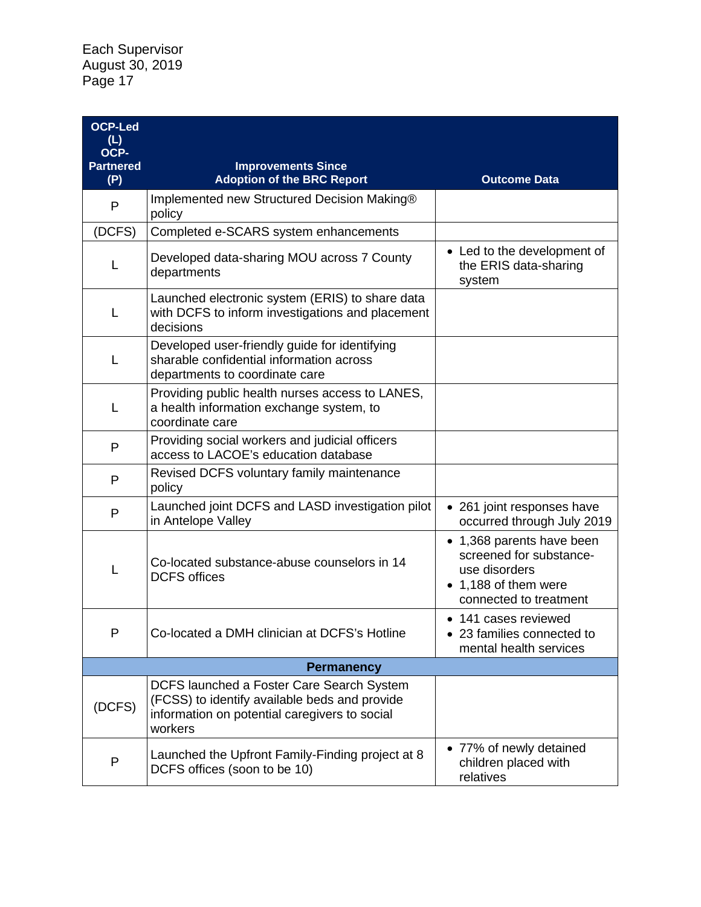Each Supervisor
August 30, 2019

| OCP-Led (L) OCP-Partnered (P) | Improvements Since Adoption of the BRC Report | Outcome Data |
|---|---|---|
| P | Implemented new Structured Decision Making® policy | |
| (DCFS) | Completed e-SCARS system enhancements | |
| L | Developed data-sharing MOU across 7 County departments | • Led to the development of the ERIS data-sharing system |
| L | Launched electronic system (ERIS) to share data with DCFS to inform investigations and placement decisions | |
| L | Developed user-friendly guide for identifying sharable confidential information across departments to coordinate care | |
| L | Providing public health nurses access to LANES, a health information exchange system, to coordinate care | |
| P | Providing social workers and judicial officers access to LACOE's education database | |
| P | Revised DCFS voluntary family maintenance policy | |
| P | Launched joint DCFS and LASD investigation pilot in Antelope Valley | • 261 joint responses have occurred through July 2019 |
| L | Co-located substance-abuse counselors in 14 DCFS offices | • 1,368 parents have been screened for substance-use disorders<br>• 1,188 of them were connected to treatment |
| P | Co-located a DMH clinician at DCFS's Hotline | • 141 cases reviewed<br>• 23 families connected to mental health services |
| | **Permanency** | |
| (DCFS) | DCFS launched a Foster Care Search System (FCSS) to identify available beds and provide information on potential caregivers to social workers | |
| P | Launched the Upfront Family-Finding project at 8 DCFS offices (soon to be 10) | • 77% of newly detained children placed with relatives |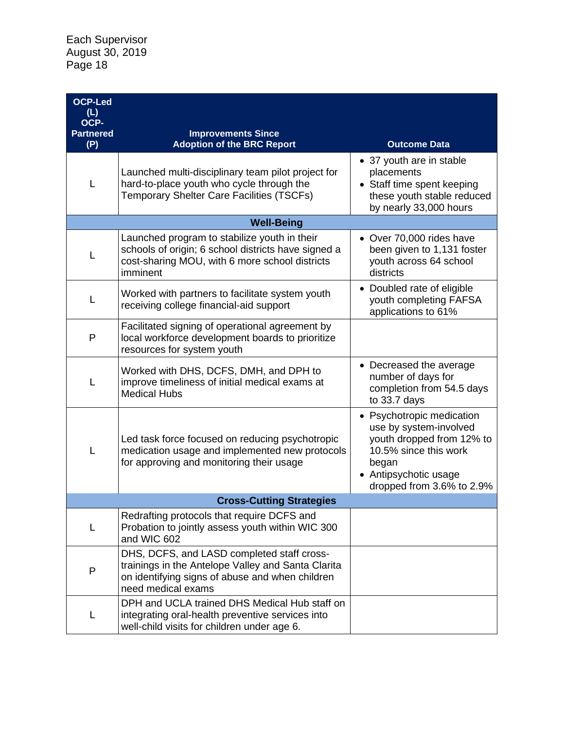| OCP-Led (L) OCP-Partnered (P) | Improvements Since Adoption of the BRC Report | Outcome Data |
|---|---|---|
| L | Launched multi-disciplinary team pilot project for hard-to-place youth who cycle through the Temporary Shelter Care Facilities (TSCFs) | • 37 youth are in stable placements<br>• Staff time spent keeping these youth stable reduced by nearly 33,000 hours |
| **Well-Being** | | |
| L | Launched program to stabilize youth in their schools of origin; 6 school districts have signed a cost-sharing MOU, with 6 more school districts imminent | • Over 70,000 rides have been given to 1,131 foster youth across 64 school districts |
| L | Worked with partners to facilitate system youth receiving college financial-aid support | • Doubled rate of eligible youth completing FAFSA applications to 61% |
| P | Facilitated signing of operational agreement by local workforce development boards to prioritize resources for system youth | |
| L | Worked with DHS, DCFS, DMH, and DPH to improve timeliness of initial medical exams at Medical Hubs | • Decreased the average number of days for completion from 54.5 days to 33.7 days |
| L | Led task force focused on reducing psychotropic medication usage and implemented new protocols for approving and monitoring their usage | • Psychotropic medication use by system-involved youth dropped from 12% to 10.5% since this work began<br>• Antipsychotic usage dropped from 3.6% to 2.9% |
| **Cross-Cutting Strategies** | | |
| L | Redrafting protocols that require DCFS and Probation to jointly assess youth within WIC 300 and WIC 602 | |
| P | DHS, DCFS, and LASD completed staff cross-trainings in the Antelope Valley and Santa Clarita on identifying signs of abuse and when children need medical exams | |
| L | DPH and UCLA trained DHS Medical Hub staff on integrating oral-health preventive services into well-child visits for children under age 6. | |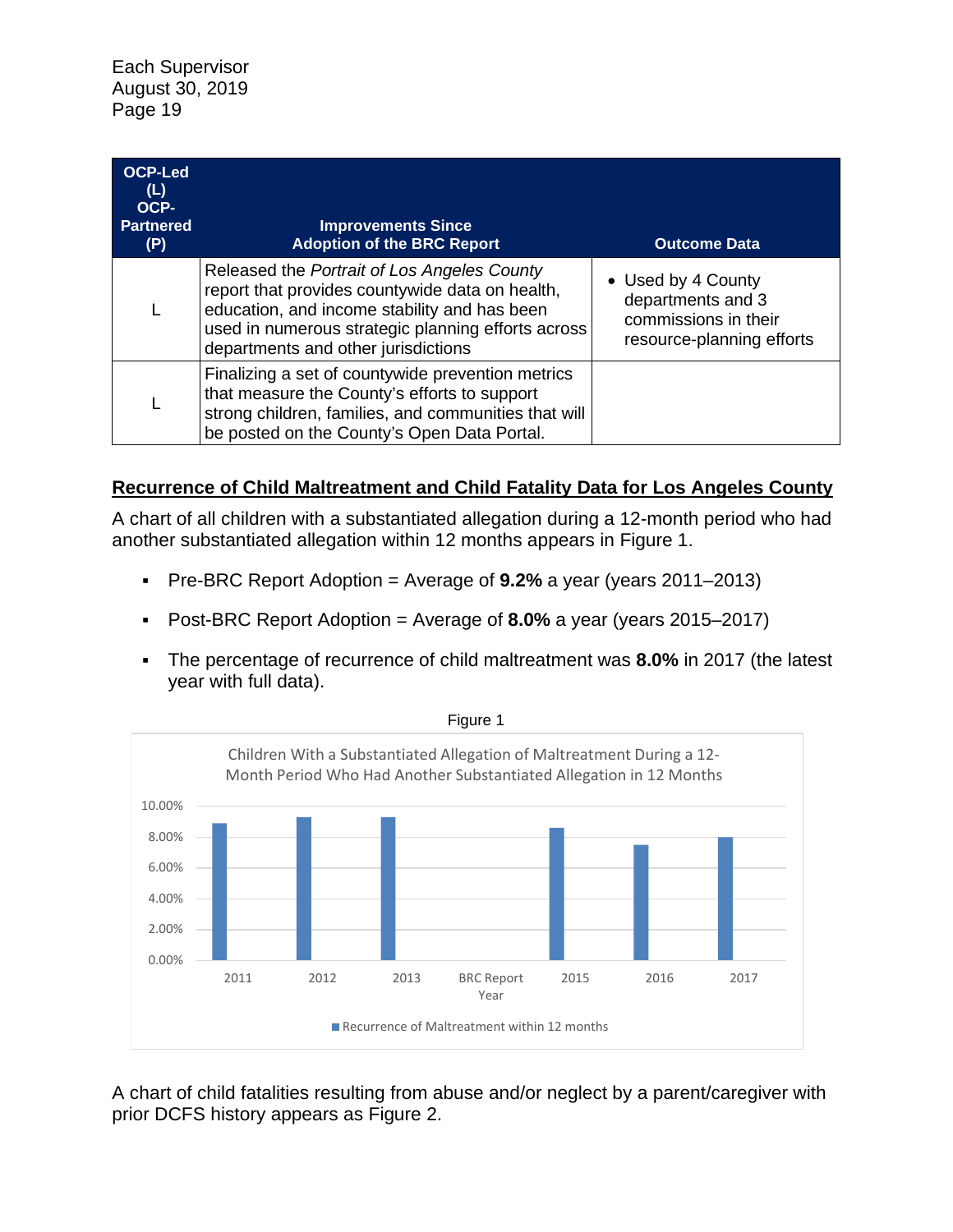| OCP-Led (L) OCP-Partnered (P) | Improvements Since Adoption of the BRC Report | Outcome Data |
|---|---|---|
| L | Released the *Portrait of Los Angeles County* report that provides countywide data on health, education, and income stability and has been used in numerous strategic planning efforts across departments and other jurisdictions | • Used by 4 County departments and 3 commissions in their resource-planning efforts |
| L | Finalizing a set of countywide prevention metrics that measure the County's efforts to support strong children, families, and communities that will be posted on the County's Open Data Portal. | |

**<u>Recurrence of Child Maltreatment and Child Fatality Data for Los Angeles County</u>**

A chart of all children with a substantiated allegation during a 12-month period who had another substantiated allegation within 12 months appears in Figure 1.

- Pre-BRC Report Adoption = Average of **9.2%** a year (years 2011–2013)
- Post-BRC Report Adoption = Average of **8.0%** a year (years 2015–2017)
- The percentage of recurrence of child maltreatment was **8.0%** in 2017 (the latest year with full data).

Figure 1

Children With a Substantiated Allegation of Maltreatment During a 12-Month Period Who Had Another Substantiated Allegation in 12 Months

| Year | Recurrence of Maltreatment within 12 months |
|---|---|
| 2011 | ~8.9% |
| 2012 | ~9.3% |
| 2013 | ~9.3% |
| BRC Report Year | |
| 2015 | ~8.6% |
| 2016 | ~7.5% |
| 2017 | ~8.0% |

A chart of child fatalities resulting from abuse and/or neglect by a parent/caregiver with prior DCFS history appears as Figure 2.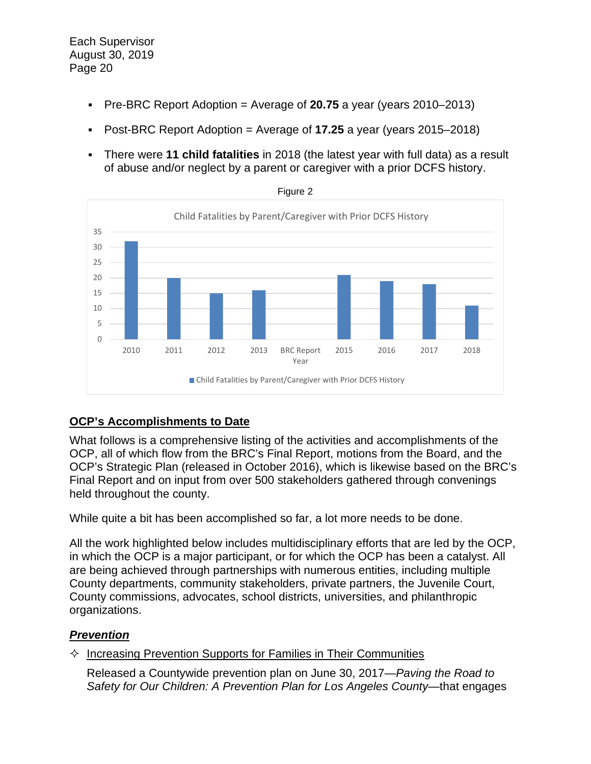- Pre-BRC Report Adoption = Average of **20.75** a year (years 2010–2013)
- Post-BRC Report Adoption = Average of **17.25** a year (years 2015–2018)
- There were **11 child fatalities** in 2018 (the latest year with full data) as a result of abuse and/or neglect by a parent or caregiver with a prior DCFS history.

Figure 2

Child Fatalities by Parent/Caregiver with Prior DCFS History

| Year | Child Fatalities by Parent/Caregiver with Prior DCFS History |
|---|---|
| 2010 | 32 |
| 2011 | 20 |
| 2012 | 15 |
| 2013 | 16 |
| BRC Report Year | |
| 2015 | 21 |
| 2016 | 19 |
| 2017 | 18 |
| 2018 | 11 |

## OCP's Accomplishments to Date

What follows is a comprehensive listing of the activities and accomplishments of the OCP, all of which flow from the BRC's Final Report, motions from the Board, and the OCP's Strategic Plan (released in October 2016), which is likewise based on the BRC's Final Report and on input from over 500 stakeholders gathered through convenings held throughout the county.

While quite a bit has been accomplished so far, a lot more needs to be done.

All the work highlighted below includes multidisciplinary efforts that are led by the OCP, in which the OCP is a major participant, or for which the OCP has been a catalyst. All are being achieved through partnerships with numerous entities, including multiple County departments, community stakeholders, private partners, the Juvenile Court, County commissions, advocates, school districts, universities, and philanthropic organizations.

### ***Prevention***

✧ Increasing Prevention Supports for Families in Their Communities

Released a Countywide prevention plan on June 30, 2017—*Paving the Road to Safety for Our Children: A Prevention Plan for Los Angeles County*—that engages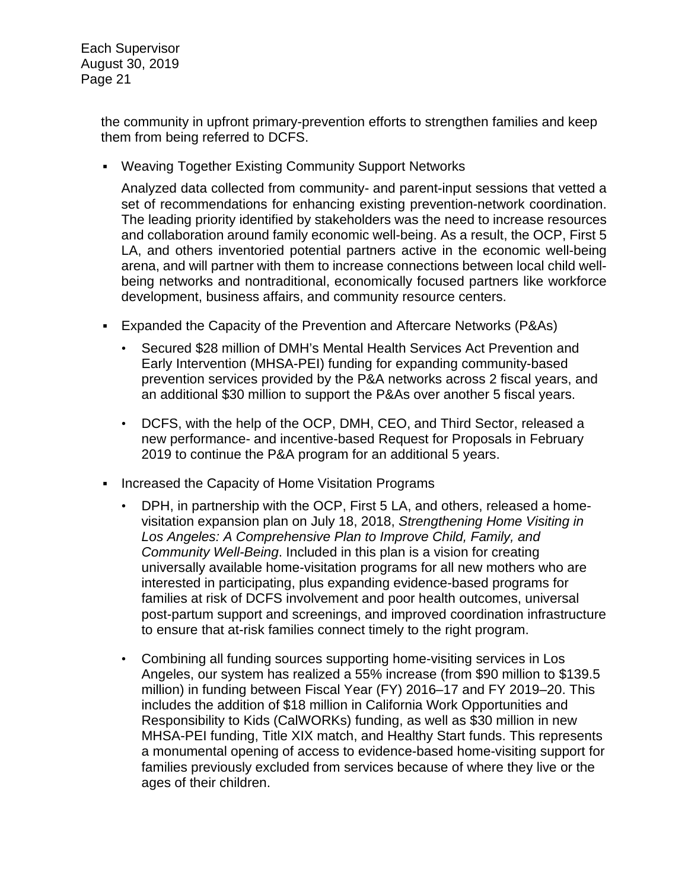the community in upfront primary-prevention efforts to strengthen families and keep them from being referred to DCFS.

- Weaving Together Existing Community Support Networks

  Analyzed data collected from community- and parent-input sessions that vetted a set of recommendations for enhancing existing prevention-network coordination. The leading priority identified by stakeholders was the need to increase resources and collaboration around family economic well-being. As a result, the OCP, First 5 LA, and others inventoried potential partners active in the economic well-being arena, and will partner with them to increase connections between local child well-being networks and nontraditional, economically focused partners like workforce development, business affairs, and community resource centers.

- Expanded the Capacity of the Prevention and Aftercare Networks (P&As)
  - Secured $28 million of DMH's Mental Health Services Act Prevention and Early Intervention (MHSA-PEI) funding for expanding community-based prevention services provided by the P&A networks across 2 fiscal years, and an additional $30 million to support the P&As over another 5 fiscal years.
  - DCFS, with the help of the OCP, DMH, CEO, and Third Sector, released a new performance- and incentive-based Request for Proposals in February 2019 to continue the P&A program for an additional 5 years.

- Increased the Capacity of Home Visitation Programs
  - DPH, in partnership with the OCP, First 5 LA, and others, released a home-visitation expansion plan on July 18, 2018, *Strengthening Home Visiting in Los Angeles: A Comprehensive Plan to Improve Child, Family, and Community Well-Being*. Included in this plan is a vision for creating universally available home-visitation programs for all new mothers who are interested in participating, plus expanding evidence-based programs for families at risk of DCFS involvement and poor health outcomes, universal post-partum support and screenings, and improved coordination infrastructure to ensure that at-risk families connect timely to the right program.
  - Combining all funding sources supporting home-visiting services in Los Angeles, our system has realized a 55% increase (from $90 million to $139.5 million) in funding between Fiscal Year (FY) 2016–17 and FY 2019–20. This includes the addition of $18 million in California Work Opportunities and Responsibility to Kids (CalWORKs) funding, as well as $30 million in new MHSA-PEI funding, Title XIX match, and Healthy Start funds. This represents a monumental opening of access to evidence-based home-visiting support for families previously excluded from services because of where they live or the ages of their children.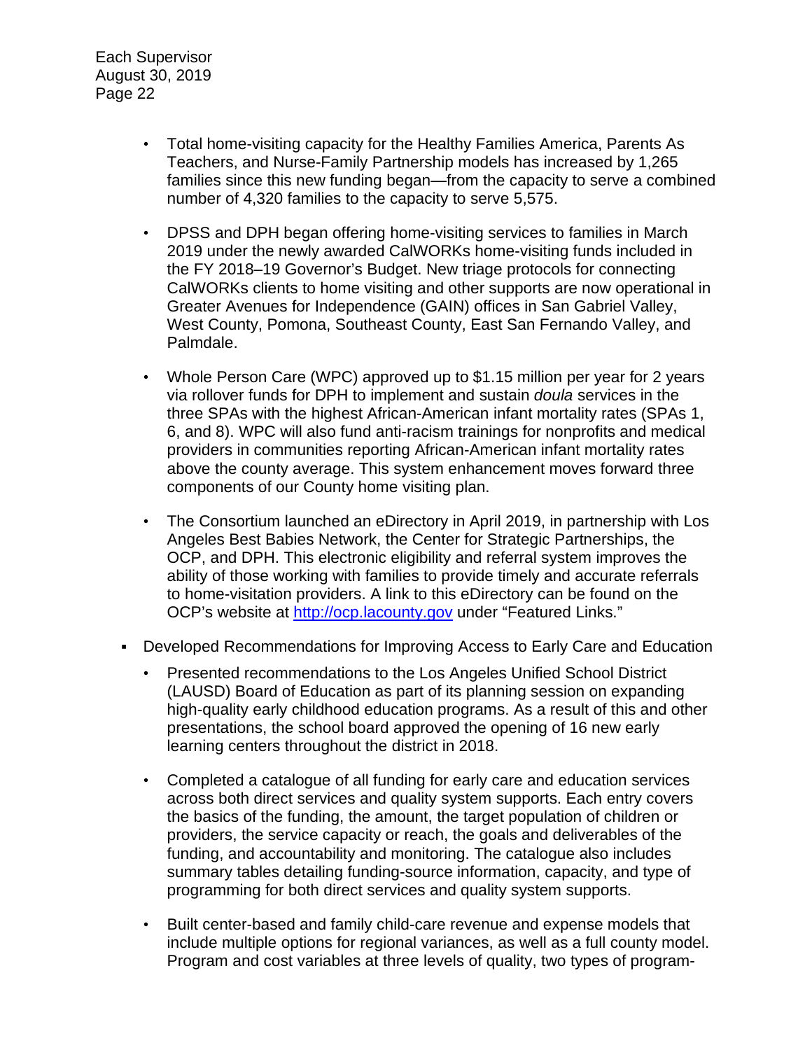- Total home-visiting capacity for the Healthy Families America, Parents As Teachers, and Nurse-Family Partnership models has increased by 1,265 families since this new funding began—from the capacity to serve a combined number of 4,320 families to the capacity to serve 5,575.

- DPSS and DPH began offering home-visiting services to families in March 2019 under the newly awarded CalWORKs home-visiting funds included in the FY 2018–19 Governor's Budget. New triage protocols for connecting CalWORKs clients to home visiting and other supports are now operational in Greater Avenues for Independence (GAIN) offices in San Gabriel Valley, West County, Pomona, Southeast County, East San Fernando Valley, and Palmdale.

- Whole Person Care (WPC) approved up to $1.15 million per year for 2 years via rollover funds for DPH to implement and sustain *doula* services in the three SPAs with the highest African-American infant mortality rates (SPAs 1, 6, and 8). WPC will also fund anti-racism trainings for nonprofits and medical providers in communities reporting African-American infant mortality rates above the county average. This system enhancement moves forward three components of our County home visiting plan.

- The Consortium launched an eDirectory in April 2019, in partnership with Los Angeles Best Babies Network, the Center for Strategic Partnerships, the OCP, and DPH. This electronic eligibility and referral system improves the ability of those working with families to provide timely and accurate referrals to home-visitation providers. A link to this eDirectory can be found on the OCP's website at [http://ocp.lacounty.gov](http://ocp.lacounty.gov) under "Featured Links."

- Developed Recommendations for Improving Access to Early Care and Education

  - Presented recommendations to the Los Angeles Unified School District (LAUSD) Board of Education as part of its planning session on expanding high-quality early childhood education programs. As a result of this and other presentations, the school board approved the opening of 16 new early learning centers throughout the district in 2018.

  - Completed a catalogue of all funding for early care and education services across both direct services and quality system supports. Each entry covers the basics of the funding, the amount, the target population of children or providers, the service capacity or reach, the goals and deliverables of the funding, and accountability and monitoring. The catalogue also includes summary tables detailing funding-source information, capacity, and type of programming for both direct services and quality system supports.

  - Built center-based and family child-care revenue and expense models that include multiple options for regional variances, as well as a full county model. Program and cost variables at three levels of quality, two types of program-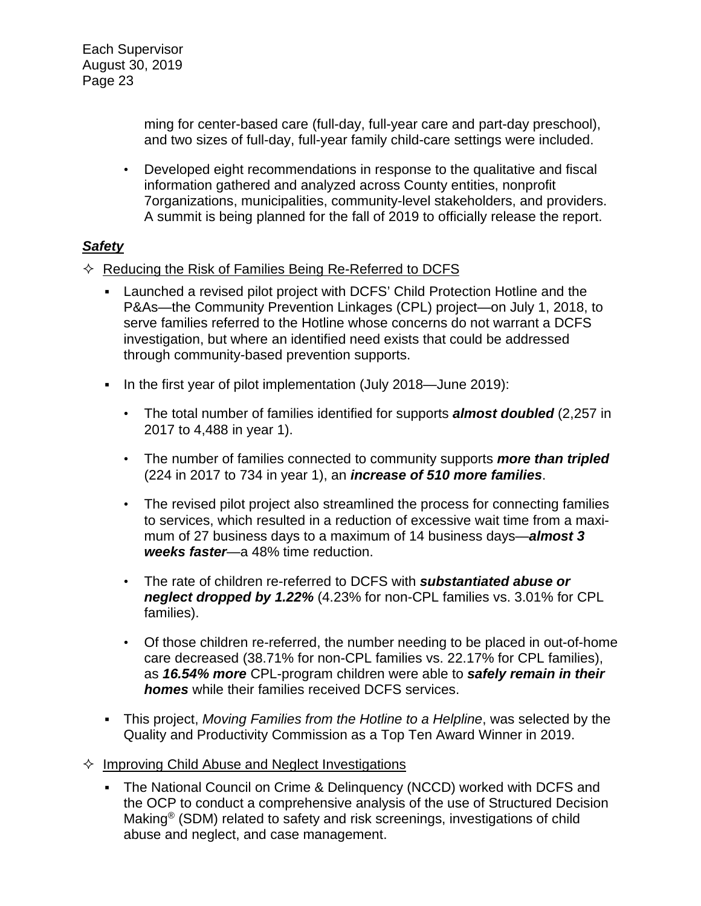ming for center-based care (full-day, full-year care and part-day preschool), and two sizes of full-day, full-year family child-care settings were included.

- Developed eight recommendations in response to the qualitative and fiscal information gathered and analyzed across County entities, nonprofit 7organizations, municipalities, community-level stakeholders, and providers. A summit is being planned for the fall of 2019 to officially release the report.

***<u>Safety</u>***

✧ <u>Reducing the Risk of Families Being Re-Referred to DCFS</u>

- Launched a revised pilot project with DCFS' Child Protection Hotline and the P&As—the Community Prevention Linkages (CPL) project—on July 1, 2018, to serve families referred to the Hotline whose concerns do not warrant a DCFS investigation, but where an identified need exists that could be addressed through community-based prevention supports.

- In the first year of pilot implementation (July 2018—June 2019):

  - The total number of families identified for supports ***almost doubled*** (2,257 in 2017 to 4,488 in year 1).

  - The number of families connected to community supports ***more than tripled*** (224 in 2017 to 734 in year 1), an ***increase of 510 more families***.

  - The revised pilot project also streamlined the process for connecting families to services, which resulted in a reduction of excessive wait time from a maximum of 27 business days to a maximum of 14 business days—***almost 3 weeks faster***—a 48% time reduction.

  - The rate of children re-referred to DCFS with ***substantiated abuse or neglect dropped by 1.22%*** (4.23% for non-CPL families vs. 3.01% for CPL families).

  - Of those children re-referred, the number needing to be placed in out-of-home care decreased (38.71% for non-CPL families vs. 22.17% for CPL families), as ***16.54% more*** CPL-program children were able to ***safely remain in their homes*** while their families received DCFS services.

- This project, *Moving Families from the Hotline to a Helpline*, was selected by the Quality and Productivity Commission as a Top Ten Award Winner in 2019.

✧ <u>Improving Child Abuse and Neglect Investigations</u>

- The National Council on Crime & Delinquency (NCCD) worked with DCFS and the OCP to conduct a comprehensive analysis of the use of Structured Decision Making® (SDM) related to safety and risk screenings, investigations of child abuse and neglect, and case management.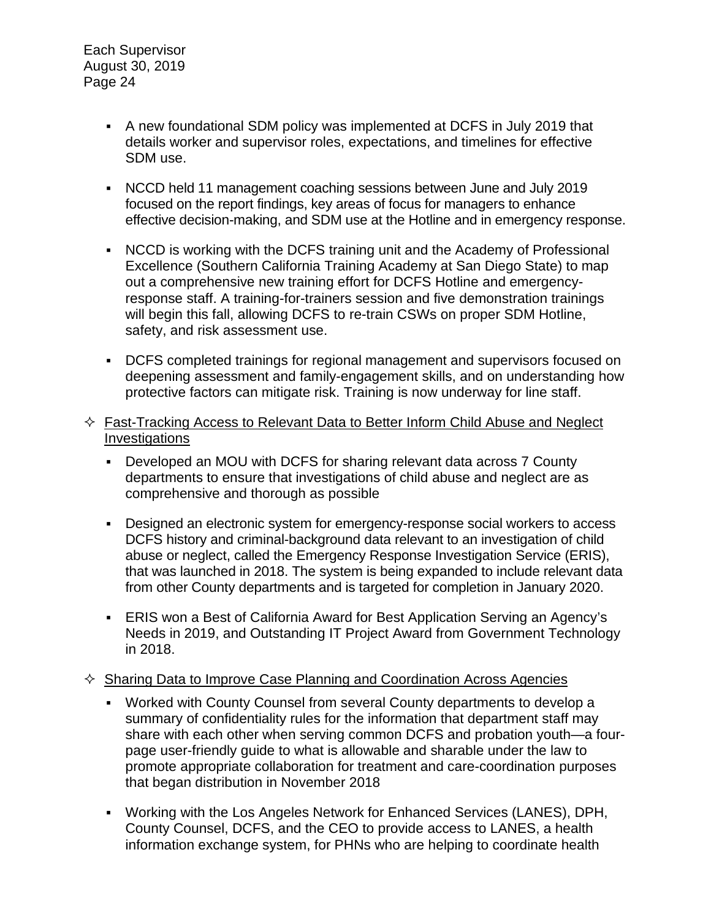- A new foundational SDM policy was implemented at DCFS in July 2019 that details worker and supervisor roles, expectations, and timelines for effective SDM use.

- NCCD held 11 management coaching sessions between June and July 2019 focused on the report findings, key areas of focus for managers to enhance effective decision-making, and SDM use at the Hotline and in emergency response.

- NCCD is working with the DCFS training unit and the Academy of Professional Excellence (Southern California Training Academy at San Diego State) to map out a comprehensive new training effort for DCFS Hotline and emergency-response staff. A training-for-trainers session and five demonstration trainings will begin this fall, allowing DCFS to re-train CSWs on proper SDM Hotline, safety, and risk assessment use.

- DCFS completed trainings for regional management and supervisors focused on deepening assessment and family-engagement skills, and on understanding how protective factors can mitigate risk. Training is now underway for line staff.

✧ <u>Fast-Tracking Access to Relevant Data to Better Inform Child Abuse and Neglect Investigations</u>

- Developed an MOU with DCFS for sharing relevant data across 7 County departments to ensure that investigations of child abuse and neglect are as comprehensive and thorough as possible

- Designed an electronic system for emergency-response social workers to access DCFS history and criminal-background data relevant to an investigation of child abuse or neglect, called the Emergency Response Investigation Service (ERIS), that was launched in 2018. The system is being expanded to include relevant data from other County departments and is targeted for completion in January 2020.

- ERIS won a Best of California Award for Best Application Serving an Agency's Needs in 2019, and Outstanding IT Project Award from Government Technology in 2018.

✧ <u>Sharing Data to Improve Case Planning and Coordination Across Agencies</u>

- Worked with County Counsel from several County departments to develop a summary of confidentiality rules for the information that department staff may share with each other when serving common DCFS and probation youth—a four-page user-friendly guide to what is allowable and sharable under the law to promote appropriate collaboration for treatment and care-coordination purposes that began distribution in November 2018

- Working with the Los Angeles Network for Enhanced Services (LANES), DPH, County Counsel, DCFS, and the CEO to provide access to LANES, a health information exchange system, for PHNs who are helping to coordinate health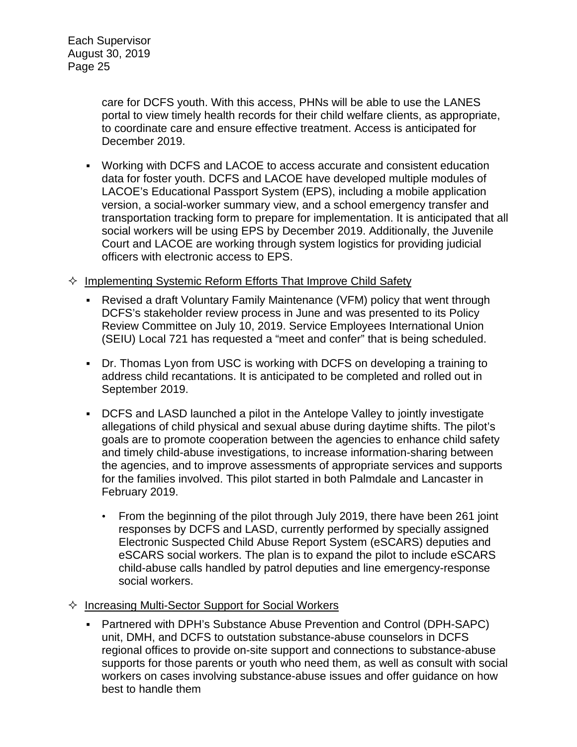care for DCFS youth. With this access, PHNs will be able to use the LANES portal to view timely health records for their child welfare clients, as appropriate, to coordinate care and ensure effective treatment. Access is anticipated for December 2019.

- Working with DCFS and LACOE to access accurate and consistent education data for foster youth. DCFS and LACOE have developed multiple modules of LACOE's Educational Passport System (EPS), including a mobile application version, a social-worker summary view, and a school emergency transfer and transportation tracking form to prepare for implementation. It is anticipated that all social workers will be using EPS by December 2019. Additionally, the Juvenile Court and LACOE are working through system logistics for providing judicial officers with electronic access to EPS.

✧ Implementing Systemic Reform Efforts That Improve Child Safety

- Revised a draft Voluntary Family Maintenance (VFM) policy that went through DCFS's stakeholder review process in June and was presented to its Policy Review Committee on July 10, 2019. Service Employees International Union (SEIU) Local 721 has requested a "meet and confer" that is being scheduled.

- Dr. Thomas Lyon from USC is working with DCFS on developing a training to address child recantations. It is anticipated to be completed and rolled out in September 2019.

- DCFS and LASD launched a pilot in the Antelope Valley to jointly investigate allegations of child physical and sexual abuse during daytime shifts. The pilot's goals are to promote cooperation between the agencies to enhance child safety and timely child-abuse investigations, to increase information-sharing between the agencies, and to improve assessments of appropriate services and supports for the families involved. This pilot started in both Palmdale and Lancaster in February 2019.

  - From the beginning of the pilot through July 2019, there have been 261 joint responses by DCFS and LASD, currently performed by specially assigned Electronic Suspected Child Abuse Report System (eSCARS) deputies and eSCARS social workers. The plan is to expand the pilot to include eSCARS child-abuse calls handled by patrol deputies and line emergency-response social workers.

✧ Increasing Multi-Sector Support for Social Workers

- Partnered with DPH's Substance Abuse Prevention and Control (DPH-SAPC) unit, DMH, and DCFS to outstation substance-abuse counselors in DCFS regional offices to provide on-site support and connections to substance-abuse supports for those parents or youth who need them, as well as consult with social workers on cases involving substance-abuse issues and offer guidance on how best to handle them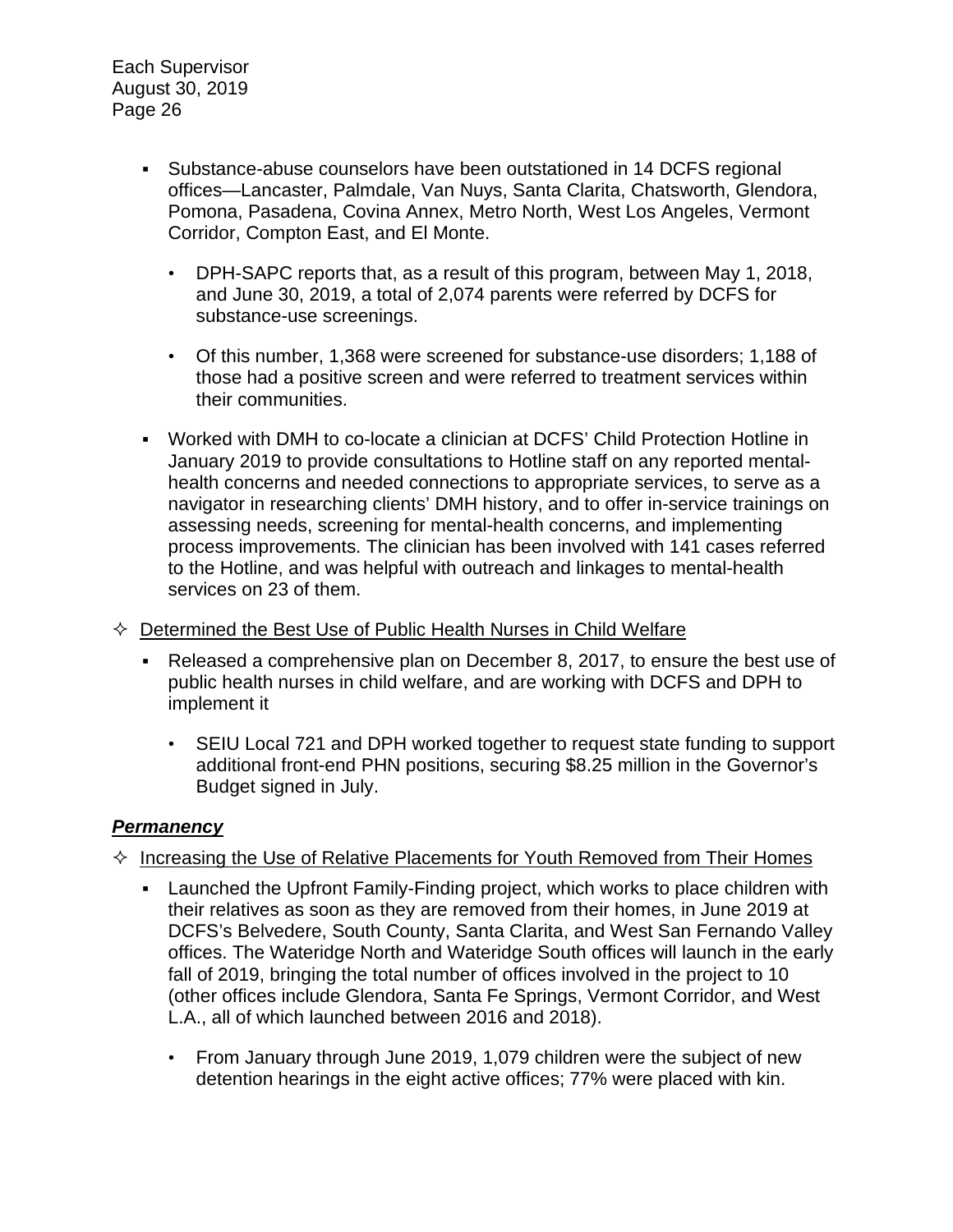- Substance-abuse counselors have been outstationed in 14 DCFS regional offices—Lancaster, Palmdale, Van Nuys, Santa Clarita, Chatsworth, Glendora, Pomona, Pasadena, Covina Annex, Metro North, West Los Angeles, Vermont Corridor, Compton East, and El Monte.
  - DPH-SAPC reports that, as a result of this program, between May 1, 2018, and June 30, 2019, a total of 2,074 parents were referred by DCFS for substance-use screenings.
  - Of this number, 1,368 were screened for substance-use disorders; 1,188 of those had a positive screen and were referred to treatment services within their communities.
- Worked with DMH to co-locate a clinician at DCFS' Child Protection Hotline in January 2019 to provide consultations to Hotline staff on any reported mental-health concerns and needed connections to appropriate services, to serve as a navigator in researching clients' DMH history, and to offer in-service trainings on assessing needs, screening for mental-health concerns, and implementing process improvements. The clinician has been involved with 141 cases referred to the Hotline, and was helpful with outreach and linkages to mental-health services on 23 of them.

✧ <u>Determined the Best Use of Public Health Nurses in Child Welfare</u>

- Released a comprehensive plan on December 8, 2017, to ensure the best use of public health nurses in child welfare, and are working with DCFS and DPH to implement it
  - SEIU Local 721 and DPH worked together to request state funding to support additional front-end PHN positions, securing $8.25 million in the Governor's Budget signed in July.

***<u>Permanency</u>***

✧ <u>Increasing the Use of Relative Placements for Youth Removed from Their Homes</u>

- Launched the Upfront Family-Finding project, which works to place children with their relatives as soon as they are removed from their homes, in June 2019 at DCFS's Belvedere, South County, Santa Clarita, and West San Fernando Valley offices. The Wateridge North and Wateridge South offices will launch in the early fall of 2019, bringing the total number of offices involved in the project to 10 (other offices include Glendora, Santa Fe Springs, Vermont Corridor, and West L.A., all of which launched between 2016 and 2018).
  - From January through June 2019, 1,079 children were the subject of new detention hearings in the eight active offices; 77% were placed with kin.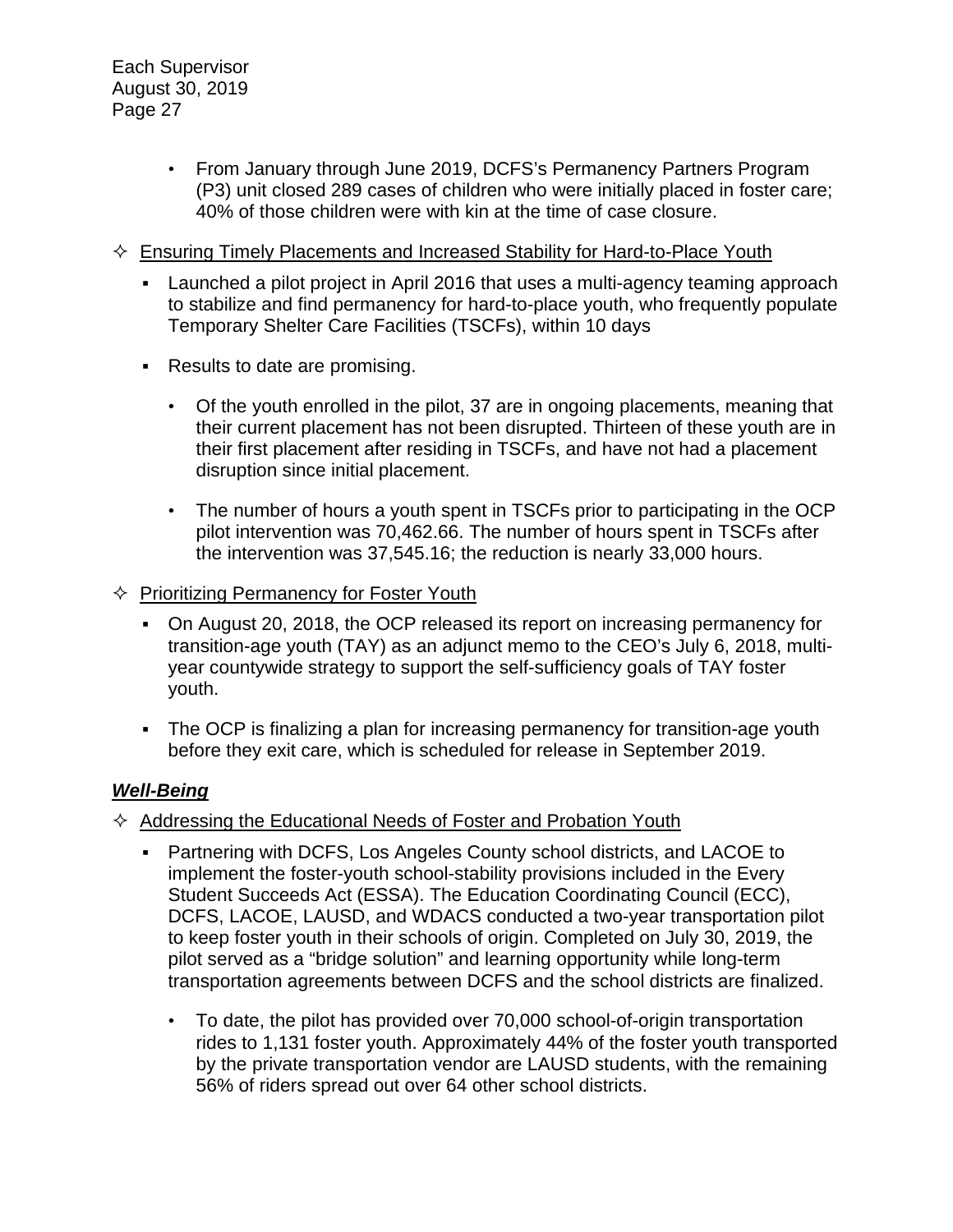- From January through June 2019, DCFS's Permanency Partners Program (P3) unit closed 289 cases of children who were initially placed in foster care; 40% of those children were with kin at the time of case closure.

✧ <u>Ensuring Timely Placements and Increased Stability for Hard-to-Place Youth</u>

- Launched a pilot project in April 2016 that uses a multi-agency teaming approach to stabilize and find permanency for hard-to-place youth, who frequently populate Temporary Shelter Care Facilities (TSCFs), within 10 days
- Results to date are promising.
  - Of the youth enrolled in the pilot, 37 are in ongoing placements, meaning that their current placement has not been disrupted. Thirteen of these youth are in their first placement after residing in TSCFs, and have not had a placement disruption since initial placement.
  - The number of hours a youth spent in TSCFs prior to participating in the OCP pilot intervention was 70,462.66. The number of hours spent in TSCFs after the intervention was 37,545.16; the reduction is nearly 33,000 hours.

✧ <u>Prioritizing Permanency for Foster Youth</u>

- On August 20, 2018, the OCP released its report on increasing permanency for transition-age youth (TAY) as an adjunct memo to the CEO's July 6, 2018, multi-year countywide strategy to support the self-sufficiency goals of TAY foster youth.
- The OCP is finalizing a plan for increasing permanency for transition-age youth before they exit care, which is scheduled for release in September 2019.

### ***<u>Well-Being</u>***

✧ <u>Addressing the Educational Needs of Foster and Probation Youth</u>

- Partnering with DCFS, Los Angeles County school districts, and LACOE to implement the foster-youth school-stability provisions included in the Every Student Succeeds Act (ESSA). The Education Coordinating Council (ECC), DCFS, LACOE, LAUSD, and WDACS conducted a two-year transportation pilot to keep foster youth in their schools of origin. Completed on July 30, 2019, the pilot served as a "bridge solution" and learning opportunity while long-term transportation agreements between DCFS and the school districts are finalized.
  - To date, the pilot has provided over 70,000 school-of-origin transportation rides to 1,131 foster youth. Approximately 44% of the foster youth transported by the private transportation vendor are LAUSD students, with the remaining 56% of riders spread out over 64 other school districts.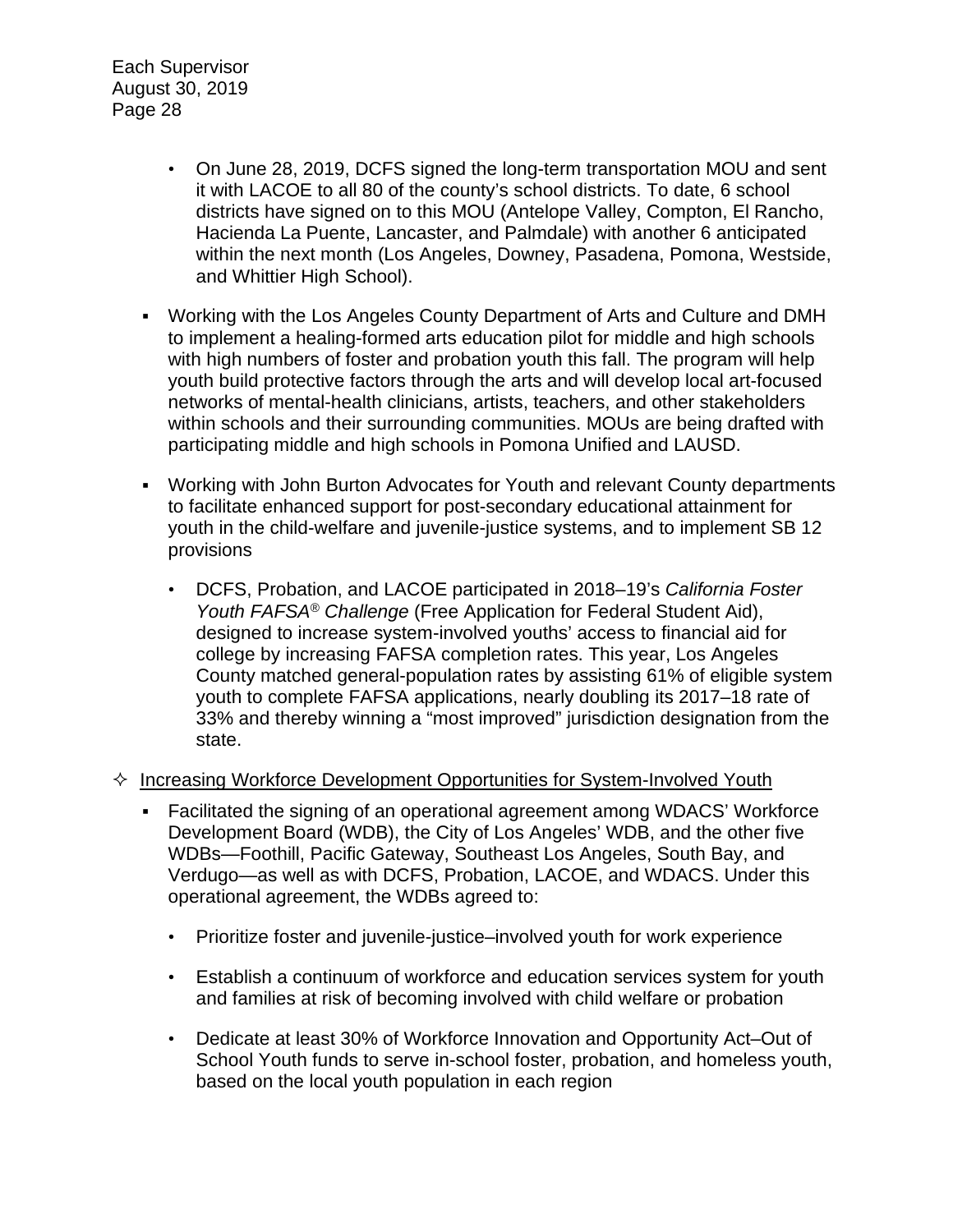- On June 28, 2019, DCFS signed the long-term transportation MOU and sent it with LACOE to all 80 of the county's school districts. To date, 6 school districts have signed on to this MOU (Antelope Valley, Compton, El Rancho, Hacienda La Puente, Lancaster, and Palmdale) with another 6 anticipated within the next month (Los Angeles, Downey, Pasadena, Pomona, Westside, and Whittier High School).

- Working with the Los Angeles County Department of Arts and Culture and DMH to implement a healing-formed arts education pilot for middle and high schools with high numbers of foster and probation youth this fall. The program will help youth build protective factors through the arts and will develop local art-focused networks of mental-health clinicians, artists, teachers, and other stakeholders within schools and their surrounding communities. MOUs are being drafted with participating middle and high schools in Pomona Unified and LAUSD.

- Working with John Burton Advocates for Youth and relevant County departments to facilitate enhanced support for post-secondary educational attainment for youth in the child-welfare and juvenile-justice systems, and to implement SB 12 provisions

  - DCFS, Probation, and LACOE participated in 2018–19's *California Foster Youth FAFSA® Challenge* (Free Application for Federal Student Aid), designed to increase system-involved youths' access to financial aid for college by increasing FAFSA completion rates. This year, Los Angeles County matched general-population rates by assisting 61% of eligible system youth to complete FAFSA applications, nearly doubling its 2017–18 rate of 33% and thereby winning a "most improved" jurisdiction designation from the state.

✧ <u>Increasing Workforce Development Opportunities for System-Involved Youth</u>

- Facilitated the signing of an operational agreement among WDACS' Workforce Development Board (WDB), the City of Los Angeles' WDB, and the other five WDBs—Foothill, Pacific Gateway, Southeast Los Angeles, South Bay, and Verdugo—as well as with DCFS, Probation, LACOE, and WDACS. Under this operational agreement, the WDBs agreed to:

  - Prioritize foster and juvenile-justice–involved youth for work experience

  - Establish a continuum of workforce and education services system for youth and families at risk of becoming involved with child welfare or probation

  - Dedicate at least 30% of Workforce Innovation and Opportunity Act–Out of School Youth funds to serve in-school foster, probation, and homeless youth, based on the local youth population in each region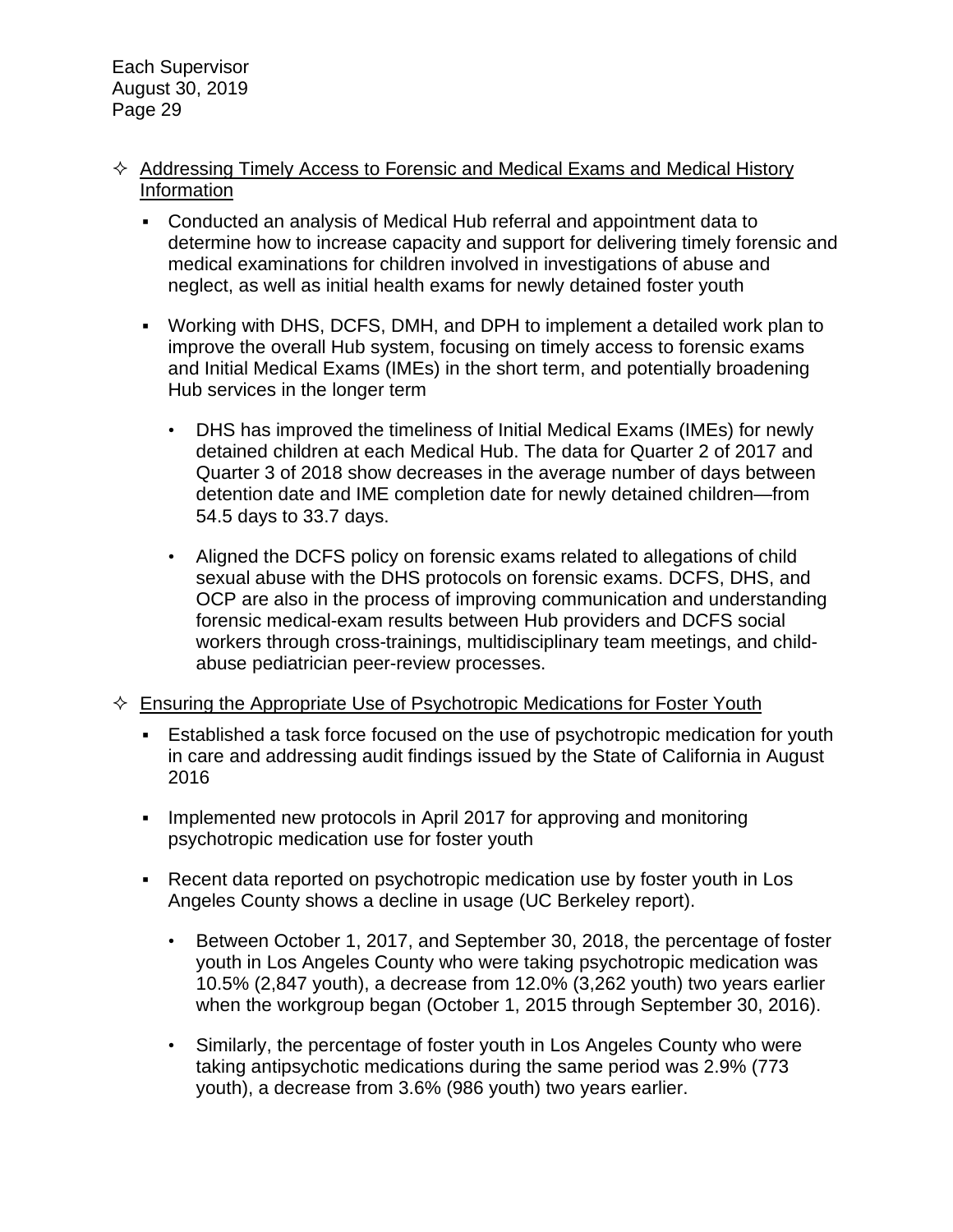- ✧ <u>Addressing Timely Access to Forensic and Medical Exams and Medical History Information</u>

  - Conducted an analysis of Medical Hub referral and appointment data to determine how to increase capacity and support for delivering timely forensic and medical examinations for children involved in investigations of abuse and neglect, as well as initial health exams for newly detained foster youth

  - Working with DHS, DCFS, DMH, and DPH to implement a detailed work plan to improve the overall Hub system, focusing on timely access to forensic exams and Initial Medical Exams (IMEs) in the short term, and potentially broadening Hub services in the longer term

    - DHS has improved the timeliness of Initial Medical Exams (IMEs) for newly detained children at each Medical Hub. The data for Quarter 2 of 2017 and Quarter 3 of 2018 show decreases in the average number of days between detention date and IME completion date for newly detained children—from 54.5 days to 33.7 days.

    - Aligned the DCFS policy on forensic exams related to allegations of child sexual abuse with the DHS protocols on forensic exams. DCFS, DHS, and OCP are also in the process of improving communication and understanding forensic medical-exam results between Hub providers and DCFS social workers through cross-trainings, multidisciplinary team meetings, and child-abuse pediatrician peer-review processes.

- ✧ <u>Ensuring the Appropriate Use of Psychotropic Medications for Foster Youth</u>

  - Established a task force focused on the use of psychotropic medication for youth in care and addressing audit findings issued by the State of California in August 2016

  - Implemented new protocols in April 2017 for approving and monitoring psychotropic medication use for foster youth

  - Recent data reported on psychotropic medication use by foster youth in Los Angeles County shows a decline in usage (UC Berkeley report).

    - Between October 1, 2017, and September 30, 2018, the percentage of foster youth in Los Angeles County who were taking psychotropic medication was 10.5% (2,847 youth), a decrease from 12.0% (3,262 youth) two years earlier when the workgroup began (October 1, 2015 through September 30, 2016).

    - Similarly, the percentage of foster youth in Los Angeles County who were taking antipsychotic medications during the same period was 2.9% (773 youth), a decrease from 3.6% (986 youth) two years earlier.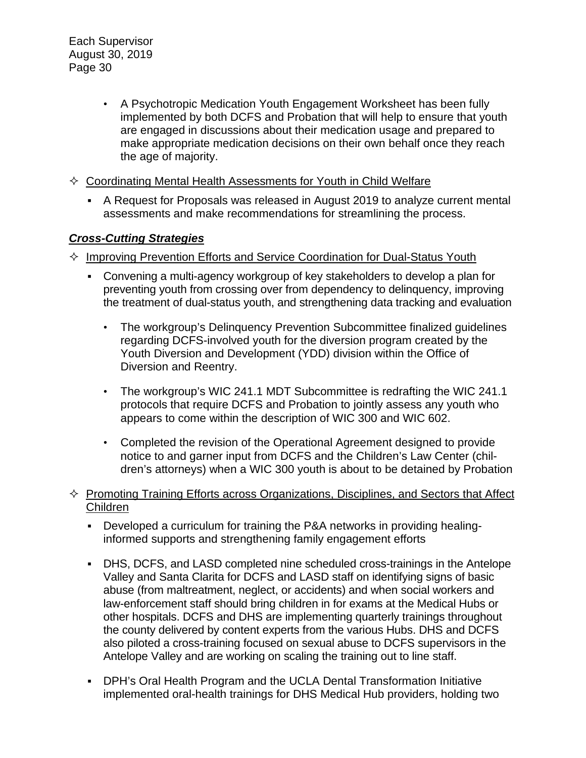- A Psychotropic Medication Youth Engagement Worksheet has been fully implemented by both DCFS and Probation that will help to ensure that youth are engaged in discussions about their medication usage and prepared to make appropriate medication decisions on their own behalf once they reach the age of majority.

✧ Coordinating Mental Health Assessments for Youth in Child Welfare

- A Request for Proposals was released in August 2019 to analyze current mental assessments and make recommendations for streamlining the process.

***Cross-Cutting Strategies***

✧ Improving Prevention Efforts and Service Coordination for Dual-Status Youth

- Convening a multi-agency workgroup of key stakeholders to develop a plan for preventing youth from crossing over from dependency to delinquency, improving the treatment of dual-status youth, and strengthening data tracking and evaluation
  - The workgroup's Delinquency Prevention Subcommittee finalized guidelines regarding DCFS-involved youth for the diversion program created by the Youth Diversion and Development (YDD) division within the Office of Diversion and Reentry.
  - The workgroup's WIC 241.1 MDT Subcommittee is redrafting the WIC 241.1 protocols that require DCFS and Probation to jointly assess any youth who appears to come within the description of WIC 300 and WIC 602.
  - Completed the revision of the Operational Agreement designed to provide notice to and garner input from DCFS and the Children's Law Center (children's attorneys) when a WIC 300 youth is about to be detained by Probation

✧ Promoting Training Efforts across Organizations, Disciplines, and Sectors that Affect Children

- Developed a curriculum for training the P&A networks in providing healing-informed supports and strengthening family engagement efforts
- DHS, DCFS, and LASD completed nine scheduled cross-trainings in the Antelope Valley and Santa Clarita for DCFS and LASD staff on identifying signs of basic abuse (from maltreatment, neglect, or accidents) and when social workers and law-enforcement staff should bring children in for exams at the Medical Hubs or other hospitals. DCFS and DHS are implementing quarterly trainings throughout the county delivered by content experts from the various Hubs. DHS and DCFS also piloted a cross-training focused on sexual abuse to DCFS supervisors in the Antelope Valley and are working on scaling the training out to line staff.
- DPH's Oral Health Program and the UCLA Dental Transformation Initiative implemented oral-health trainings for DHS Medical Hub providers, holding two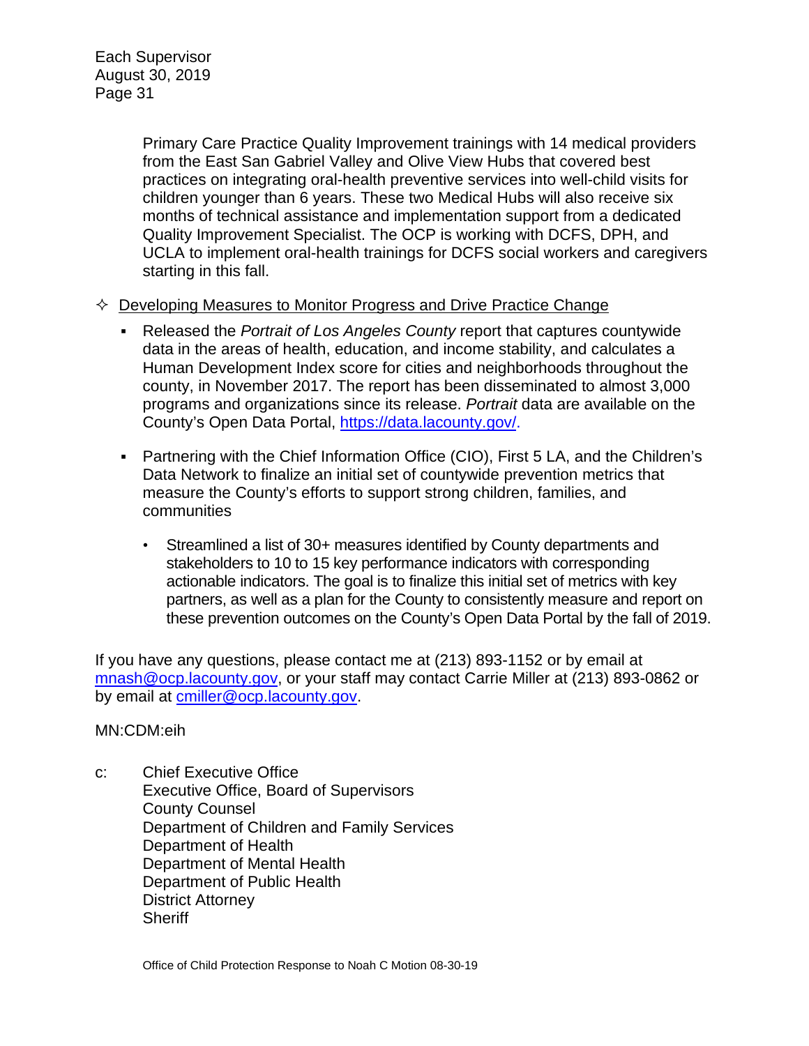Primary Care Practice Quality Improvement trainings with 14 medical providers from the East San Gabriel Valley and Olive View Hubs that covered best practices on integrating oral-health preventive services into well-child visits for children younger than 6 years. These two Medical Hubs will also receive six months of technical assistance and implementation support from a dedicated Quality Improvement Specialist. The OCP is working with DCFS, DPH, and UCLA to implement oral-health trainings for DCFS social workers and caregivers starting in this fall.

✧ <u>Developing Measures to Monitor Progress and Drive Practice Change</u>

- Released the *Portrait of Los Angeles County* report that captures countywide data in the areas of health, education, and income stability, and calculates a Human Development Index score for cities and neighborhoods throughout the county, in November 2017. The report has been disseminated to almost 3,000 programs and organizations since its release. *Portrait* data are available on the County's Open Data Portal, https://data.lacounty.gov/.

- Partnering with the Chief Information Office (CIO), First 5 LA, and the Children's Data Network to finalize an initial set of countywide prevention metrics that measure the County's efforts to support strong children, families, and communities

  - Streamlined a list of 30+ measures identified by County departments and stakeholders to 10 to 15 key performance indicators with corresponding actionable indicators. The goal is to finalize this initial set of metrics with key partners, as well as a plan for the County to consistently measure and report on these prevention outcomes on the County's Open Data Portal by the fall of 2019.

If you have any questions, please contact me at (213) 893-1152 or by email at mnash@ocp.lacounty.gov, or your staff may contact Carrie Miller at (213) 893-0862 or by email at cmiller@ocp.lacounty.gov.

MN:CDM:eih

c: Chief Executive Office
Executive Office, Board of Supervisors
County Counsel
Department of Children and Family Services
Department of Health
Department of Mental Health
Department of Public Health
District Attorney
Sheriff